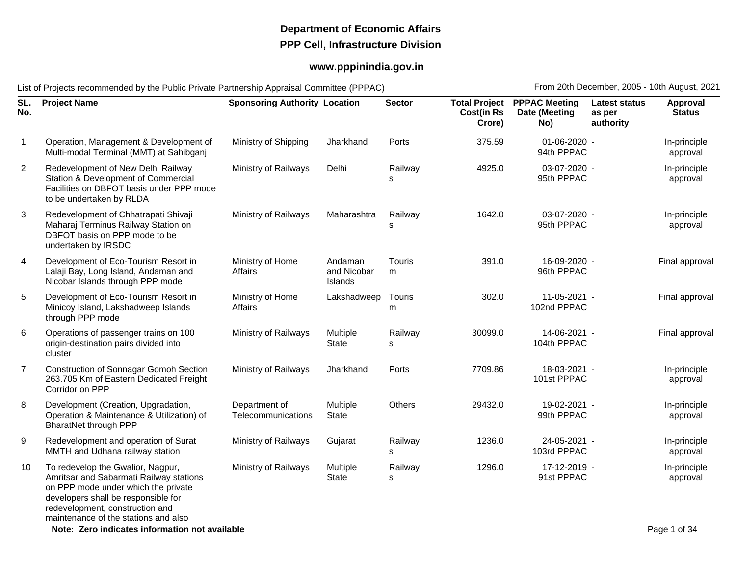**Department of Economic Affairs**

**PPP Cell, Infrastructure Division**

**www.pppinindia.gov.in**

List of Projects recommended by the Public Private Partnership Appraisal Committee (PPPAC) From 20th December, 2005 - 10th August, 2021

| SL. No. | Project Name | Sponsoring Authority | Location | Sector | Total Project Cost(in Rs Crore) | PPPAC Meeting Date (Meeting No) | Latest status as per authority | Approval Status |
|---|---|---|---|---|---|---|---|---|
| 1 | Operation, Management & Development of Multi-modal Terminal (MMT) at Sahibganj | Ministry of Shipping | Jharkhand | Ports | 375.59 | 01-06-2020 - 94th PPPAC | | In-principle approval |
| 2 | Redevelopment of New Delhi Railway Station & Development of Commercial Facilities on DBFOT basis under PPP mode to be undertaken by RLDA | Ministry of Railways | Delhi | Railways | 4925.0 | 03-07-2020 - 95th PPPAC | | In-principle approval |
| 3 | Redevelopment of Chhatrapati Shivaji Maharaj Terminus Railway Station on DBFOT basis on PPP mode to be undertaken by IRSDC | Ministry of Railways | Maharashtra | Railways | 1642.0 | 03-07-2020 - 95th PPPAC | | In-principle approval |
| 4 | Development of Eco-Tourism Resort in Lalaji Bay, Long Island, Andaman and Nicobar Islands through PPP mode | Ministry of Home Affairs | Andaman and Nicobar Islands | Tourism | 391.0 | 16-09-2020 - 96th PPPAC | | Final approval |
| 5 | Development of Eco-Tourism Resort in Minicoy Island, Lakshadweep Islands through PPP mode | Ministry of Home Affairs | Lakshadweep | Tourism | 302.0 | 11-05-2021 - 102nd PPPAC | | Final approval |
| 6 | Operations of passenger trains on 100 origin-destination pairs divided into cluster | Ministry of Railways | Multiple State | Railways | 30099.0 | 14-06-2021 - 104th PPPAC | | Final approval |
| 7 | Construction of Sonnagar Gomoh Section 263.705 Km of Eastern Dedicated Freight Corridor on PPP | Ministry of Railways | Jharkhand | Ports | 7709.86 | 18-03-2021 - 101st PPPAC | | In-principle approval |
| 8 | Development (Creation, Upgradation, Operation & Maintenance & Utilization) of BharatNet through PPP | Department of Telecommunications | Multiple State | Others | 29432.0 | 19-02-2021 - 99th PPPAC | | In-principle approval |
| 9 | Redevelopment and operation of Surat MMTH and Udhana railway station | Ministry of Railways | Gujarat | Railways | 1236.0 | 24-05-2021 - 103rd PPPAC | | In-principle approval |
| 10 | To redevelop the Gwalior, Nagpur, Amritsar and Sabarmati Railway stations on PPP mode under which the private developers shall be responsible for redevelopment, construction and maintenance of the stations and also | Ministry of Railways | Multiple State | Railways | 1296.0 | 17-12-2019 - 91st PPPAC | | In-principle approval |

**Note: Zero indicates information not available**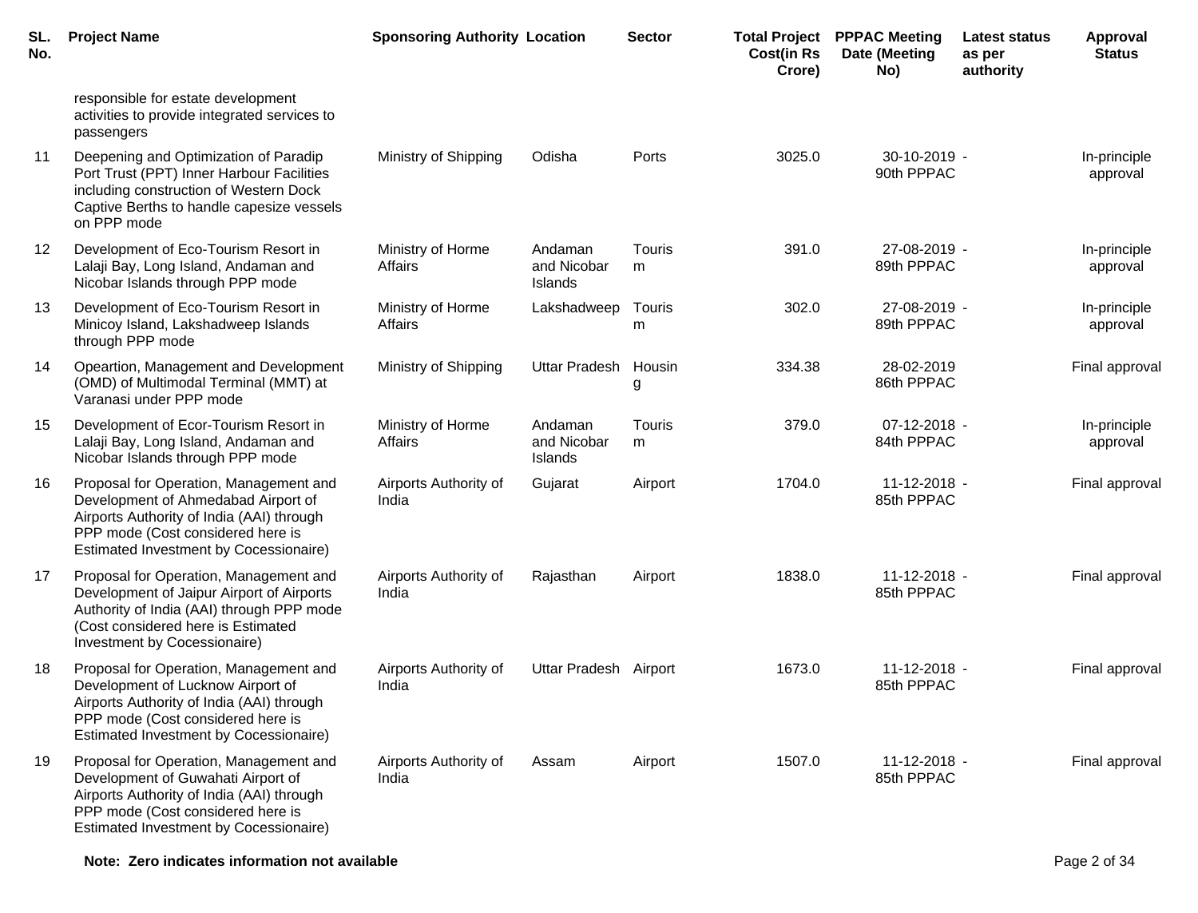| SL. No. | Project Name | Sponsoring Authority | Location | Sector | Total Project Cost(in Rs Crore) | PPPAC Meeting Date (Meeting No) | Latest status as per authority | Approval Status |
|---|---|---|---|---|---|---|---|---|
| | responsible for estate development activities to provide integrated services to passengers | | | | | | | |
| 11 | Deepening and Optimization of Paradip Port Trust (PPT) Inner Harbour Facilities including construction of Western Dock Captive Berths to handle capesize vessels on PPP mode | Ministry of Shipping | Odisha | Ports | 3025.0 | 30-10-2019 - 90th PPPAC | | In-principle approval |
| 12 | Development of Eco-Tourism Resort in Lalaji Bay, Long Island, Andaman and Nicobar Islands through PPP mode | Ministry of Horme Affairs | Andaman and Nicobar Islands | Tourism | 391.0 | 27-08-2019 - 89th PPPAC | | In-principle approval |
| 13 | Development of Eco-Tourism Resort in Minicoy Island, Lakshadweep Islands through PPP mode | Ministry of Horme Affairs | Lakshadweep | Tourism | 302.0 | 27-08-2019 - 89th PPPAC | | In-principle approval |
| 14 | Opeartion, Management and Development (OMD) of Multimodal Terminal (MMT) at Varanasi under PPP mode | Ministry of Shipping | Uttar Pradesh | Housing | 334.38 | 28-02-2019 86th PPPAC | | Final approval |
| 15 | Development of Ecor-Tourism Resort in Lalaji Bay, Long Island, Andaman and Nicobar Islands through PPP mode | Ministry of Horme Affairs | Andaman and Nicobar Islands | Tourism | 379.0 | 07-12-2018 - 84th PPPAC | | In-principle approval |
| 16 | Proposal for Operation, Management and Development of Ahmedabad Airport of Airports Authority of India (AAI) through PPP mode (Cost considered here is Estimated Investment by Cocessionaire) | Airports Authority of India | Gujarat | Airport | 1704.0 | 11-12-2018 - 85th PPPAC | | Final approval |
| 17 | Proposal for Operation, Management and Development of Jaipur Airport of Airports Authority of India (AAI) through PPP mode (Cost considered here is Estimated Investment by Cocessionaire) | Airports Authority of India | Rajasthan | Airport | 1838.0 | 11-12-2018 - 85th PPPAC | | Final approval |
| 18 | Proposal for Operation, Management and Development of Lucknow Airport of Airports Authority of India (AAI) through PPP mode (Cost considered here is Estimated Investment by Cocessionaire) | Airports Authority of India | Uttar Pradesh | Airport | 1673.0 | 11-12-2018 - 85th PPPAC | | Final approval |
| 19 | Proposal for Operation, Management and Development of Guwahati Airport of Airports Authority of India (AAI) through PPP mode (Cost considered here is Estimated Investment by Cocessionaire) | Airports Authority of India | Assam | Airport | 1507.0 | 11-12-2018 - 85th PPPAC | | Final approval |

**Note: Zero indicates information not available**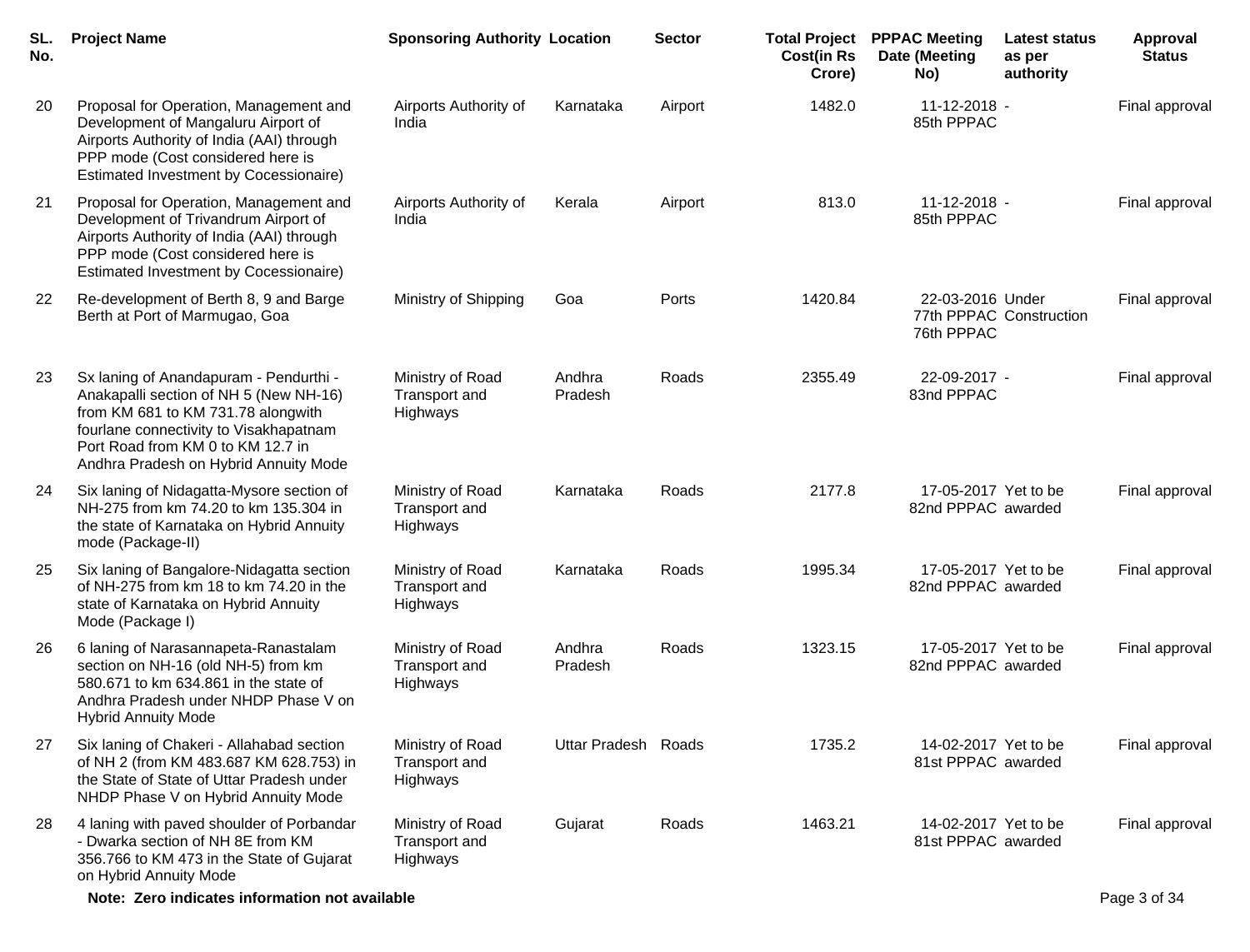| SL. No. | Project Name | Sponsoring Authority | Location | Sector | Total Project Cost(in Rs Crore) | PPPAC Meeting Date (Meeting No) | Latest status as per authority | Approval Status |
|---|---|---|---|---|---|---|---|---|
| 20 | Proposal for Operation, Management and Development of Mangaluru Airport of Airports Authority of India (AAI) through PPP mode (Cost considered here is Estimated Investment by Cocessionaire) | Airports Authority of India | Karnataka | Airport | 1482.0 | 11-12-2018 - 85th PPPAC | | Final approval |
| 21 | Proposal for Operation, Management and Development of Trivandrum Airport of Airports Authority of India (AAI) through PPP mode (Cost considered here is Estimated Investment by Cocessionaire) | Airports Authority of India | Kerala | Airport | 813.0 | 11-12-2018 - 85th PPPAC | | Final approval |
| 22 | Re-development of Berth 8, 9 and Barge Berth at Port of Marmugao, Goa | Ministry of Shipping | Goa | Ports | 1420.84 | 22-03-2016 77th PPPAC 76th PPPAC | Under Construction | Final approval |
| 23 | Sx laning of Anandapuram - Pendurthi - Anakapalli section of NH 5 (New NH-16) from KM 681 to KM 731.78 alongwith fourlane connectivity to Visakhapatnam Port Road from KM 0 to KM 12.7 in Andhra Pradesh on Hybrid Annuity Mode | Ministry of Road Transport and Highways | Andhra Pradesh | Roads | 2355.49 | 22-09-2017 - 83nd PPPAC | | Final approval |
| 24 | Six laning of Nidagatta-Mysore section of NH-275 from km 74.20 to km 135.304 in the state of Karnataka on Hybrid Annuity mode (Package-II) | Ministry of Road Transport and Highways | Karnataka | Roads | 2177.8 | 17-05-2017 82nd PPPAC | Yet to be awarded | Final approval |
| 25 | Six laning of Bangalore-Nidagatta section of NH-275 from km 18 to km 74.20 in the state of Karnataka on Hybrid Annuity Mode (Package I) | Ministry of Road Transport and Highways | Karnataka | Roads | 1995.34 | 17-05-2017 82nd PPPAC | Yet to be awarded | Final approval |
| 26 | 6 laning of Narasannapeta-Ranastalam section on NH-16 (old NH-5) from km 580.671 to km 634.861 in the state of Andhra Pradesh under NHDP Phase V on Hybrid Annuity Mode | Ministry of Road Transport and Highways | Andhra Pradesh | Roads | 1323.15 | 17-05-2017 82nd PPPAC | Yet to be awarded | Final approval |
| 27 | Six laning of Chakeri - Allahabad section of NH 2 (from KM 483.687 KM 628.753) in the State of State of Uttar Pradesh under NHDP Phase V on Hybrid Annuity Mode | Ministry of Road Transport and Highways | Uttar Pradesh | Roads | 1735.2 | 14-02-2017 81st PPPAC | Yet to be awarded | Final approval |
| 28 | 4 laning with paved shoulder of Porbandar - Dwarka section of NH 8E from KM 356.766 to KM 473 in the State of Gujarat on Hybrid Annuity Mode | Ministry of Road Transport and Highways | Gujarat | Roads | 1463.21 | 14-02-2017 81st PPPAC | Yet to be awarded | Final approval |

**Note: Zero indicates information not available**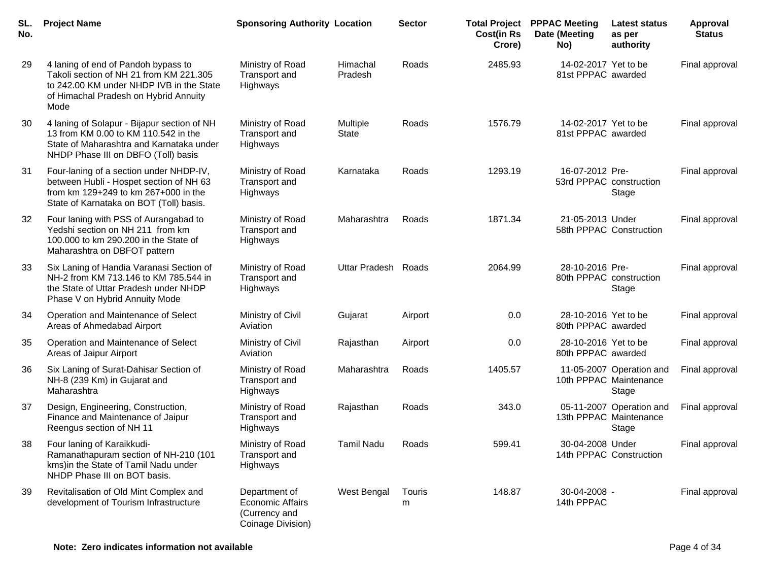| SL. No. | Project Name | Sponsoring Authority | Location | Sector | Total Project Cost(in Rs Crore) | PPPAC Meeting Date (Meeting No) | Latest status as per authority | Approval Status |
|---|---|---|---|---|---|---|---|---|
| 29 | 4 laning of end of Pandoh bypass to Takoli section of NH 21 from KM 221.305 to 242.00 KM under NHDP IVB in the State of Himachal Pradesh on Hybrid Annuity Mode | Ministry of Road Transport and Highways | Himachal Pradesh | Roads | 2485.93 | 14-02-2017 81st PPPAC | Yet to be awarded | Final approval |
| 30 | 4 laning of Solapur - Bijapur section of NH 13 from KM 0.00 to KM 110.542 in the State of Maharashtra and Karnataka under NHDP Phase III on DBFO (Toll) basis | Ministry of Road Transport and Highways | Multiple State | Roads | 1576.79 | 14-02-2017 81st PPPAC | Yet to be awarded | Final approval |
| 31 | Four-laning of a section under NHDP-IV, between Hubli - Hospet section of NH 63 from km 129+249 to km 267+000 in the State of Karnataka on BOT (Toll) basis. | Ministry of Road Transport and Highways | Karnataka | Roads | 1293.19 | 16-07-2012 53rd PPPAC | Pre-construction Stage | Final approval |
| 32 | Four laning with PSS of Aurangabad to Yedshi section on NH 211 from km 100.000 to km 290.200 in the State of Maharashtra on DBFOT pattern | Ministry of Road Transport and Highways | Maharashtra | Roads | 1871.34 | 21-05-2013 58th PPPAC | Under Construction | Final approval |
| 33 | Six Laning of Handia Varanasi Section of NH-2 from KM 713.146 to KM 785.544 in the State of Uttar Pradesh under NHDP Phase V on Hybrid Annuity Mode | Ministry of Road Transport and Highways | Uttar Pradesh | Roads | 2064.99 | 28-10-2016 80th PPPAC | Pre-construction Stage | Final approval |
| 34 | Operation and Maintenance of Select Areas of Ahmedabad Airport | Ministry of Civil Aviation | Gujarat | Airport | 0.0 | 28-10-2016 80th PPPAC | Yet to be awarded | Final approval |
| 35 | Operation and Maintenance of Select Areas of Jaipur Airport | Ministry of Civil Aviation | Rajasthan | Airport | 0.0 | 28-10-2016 80th PPPAC | Yet to be awarded | Final approval |
| 36 | Six Laning of Surat-Dahisar Section of NH-8 (239 Km) in Gujarat and Maharashtra | Ministry of Road Transport and Highways | Maharashtra | Roads | 1405.57 | 11-05-2007 10th PPPAC | Operation and Maintenance Stage | Final approval |
| 37 | Design, Engineering, Construction, Finance and Maintenance of Jaipur Reengus section of NH 11 | Ministry of Road Transport and Highways | Rajasthan | Roads | 343.0 | 05-11-2007 13th PPPAC | Operation and Maintenance Stage | Final approval |
| 38 | Four laning of Karaikkudi-Ramanathapuram section of NH-210 (101 kms)in the State of Tamil Nadu under NHDP Phase III on BOT basis. | Ministry of Road Transport and Highways | Tamil Nadu | Roads | 599.41 | 30-04-2008 14th PPPAC | Under Construction | Final approval |
| 39 | Revitalisation of Old Mint Complex and development of Tourism Infrastructure | Department of Economic Affairs (Currency and Coinage Division) | West Bengal | Tourism | 148.87 | 30-04-2008 14th PPPAC | - | Final approval |

**Note: Zero indicates information not available**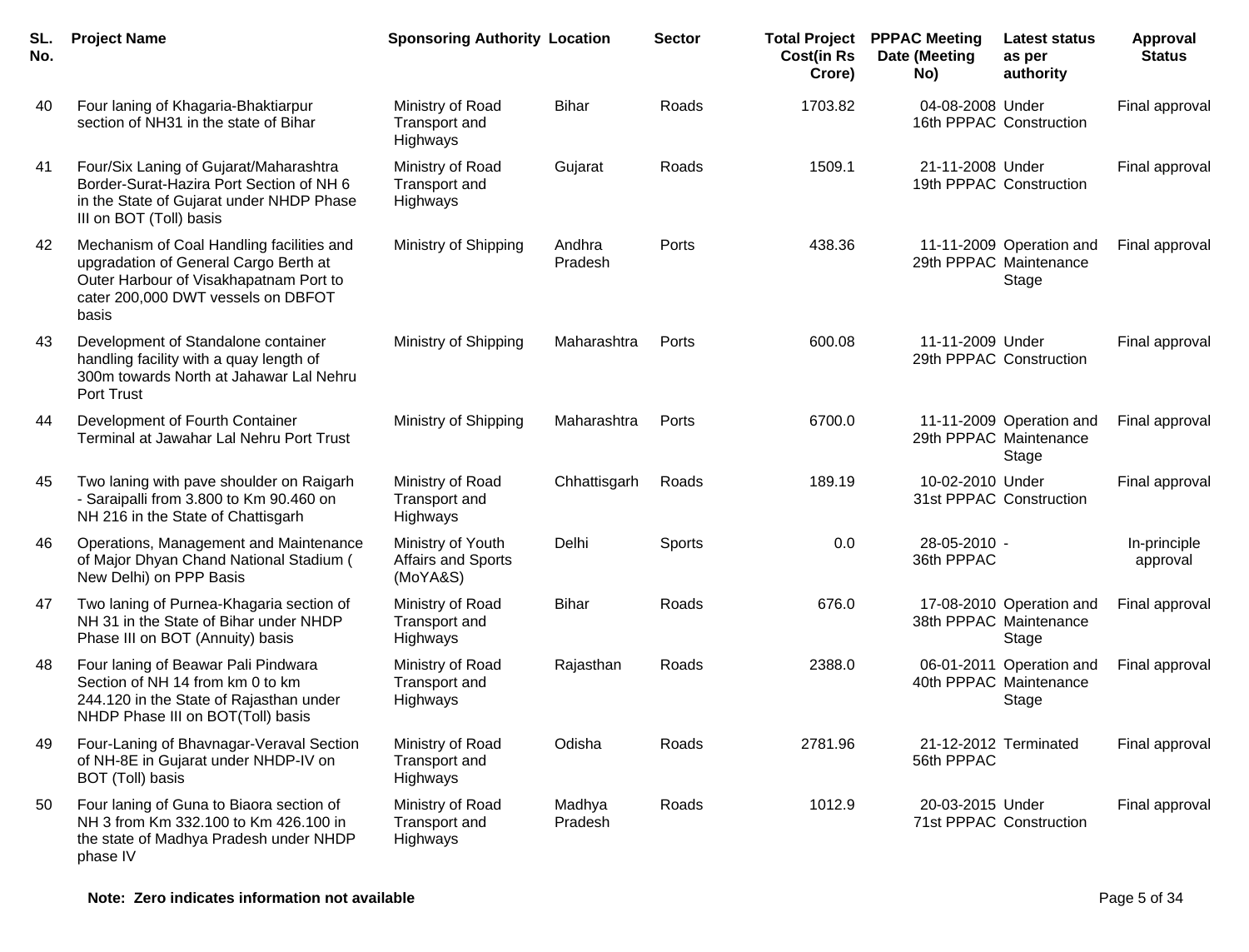| SL. No. | Project Name | Sponsoring Authority | Location | Sector | Total Project Cost(in Rs Crore) | PPPAC Meeting Date (Meeting No) | Latest status as per authority | Approval Status |
|---|---|---|---|---|---|---|---|---|
| 40 | Four laning of Khagaria-Bhaktiarpur section of NH31 in the state of Bihar | Ministry of Road Transport and Highways | Bihar | Roads | 1703.82 | 04-08-2008 16th PPPAC | Under Construction | Final approval |
| 41 | Four/Six Laning of Gujarat/Maharashtra Border-Surat-Hazira Port Section of NH 6 in the State of Gujarat under NHDP Phase III on BOT (Toll) basis | Ministry of Road Transport and Highways | Gujarat | Roads | 1509.1 | 21-11-2008 19th PPPAC | Under Construction | Final approval |
| 42 | Mechanism of Coal Handling facilities and upgradation of General Cargo Berth at Outer Harbour of Visakhapatnam Port to cater 200,000 DWT vessels on DBFOT basis | Ministry of Shipping | Andhra Pradesh | Ports | 438.36 | 11-11-2009 29th PPPAC | Operation and Maintenance Stage | Final approval |
| 43 | Development of Standalone container handling facility with a quay length of 300m towards North at Jahawar Lal Nehru Port Trust | Ministry of Shipping | Maharashtra | Ports | 600.08 | 11-11-2009 29th PPPAC | Under Construction | Final approval |
| 44 | Development of Fourth Container Terminal at Jawahar Lal Nehru Port Trust | Ministry of Shipping | Maharashtra | Ports | 6700.0 | 11-11-2009 29th PPPAC | Operation and Maintenance Stage | Final approval |
| 45 | Two laning with pave shoulder on Raigarh - Saraipalli from 3.800 to Km 90.460 on NH 216 in the State of Chattisgarh | Ministry of Road Transport and Highways | Chhattisgarh | Roads | 189.19 | 10-02-2010 31st PPPAC | Under Construction | Final approval |
| 46 | Operations, Management and Maintenance of Major Dhyan Chand National Stadium ( New Delhi) on PPP Basis | Ministry of Youth Affairs and Sports (MoYA&S) | Delhi | Sports | 0.0 | 28-05-2010 36th PPPAC | - | In-principle approval |
| 47 | Two laning of Purnea-Khagaria section of NH 31 in the State of Bihar under NHDP Phase III on BOT (Annuity) basis | Ministry of Road Transport and Highways | Bihar | Roads | 676.0 | 17-08-2010 38th PPPAC | Operation and Maintenance Stage | Final approval |
| 48 | Four laning of Beawar Pali Pindwara Section of NH 14 from km 0 to km 244.120 in the State of Rajasthan under NHDP Phase III on BOT(Toll) basis | Ministry of Road Transport and Highways | Rajasthan | Roads | 2388.0 | 06-01-2011 40th PPPAC | Operation and Maintenance Stage | Final approval |
| 49 | Four-Laning of Bhavnagar-Veraval Section of NH-8E in Gujarat under NHDP-IV on BOT (Toll) basis | Ministry of Road Transport and Highways | Odisha | Roads | 2781.96 | 21-12-2012 56th PPPAC | Terminated | Final approval |
| 50 | Four laning of Guna to Biaora section of NH 3 from Km 332.100 to Km 426.100 in the state of Madhya Pradesh under NHDP phase IV | Ministry of Road Transport and Highways | Madhya Pradesh | Roads | 1012.9 | 20-03-2015 71st PPPAC | Under Construction | Final approval |

**Note: Zero indicates information not available**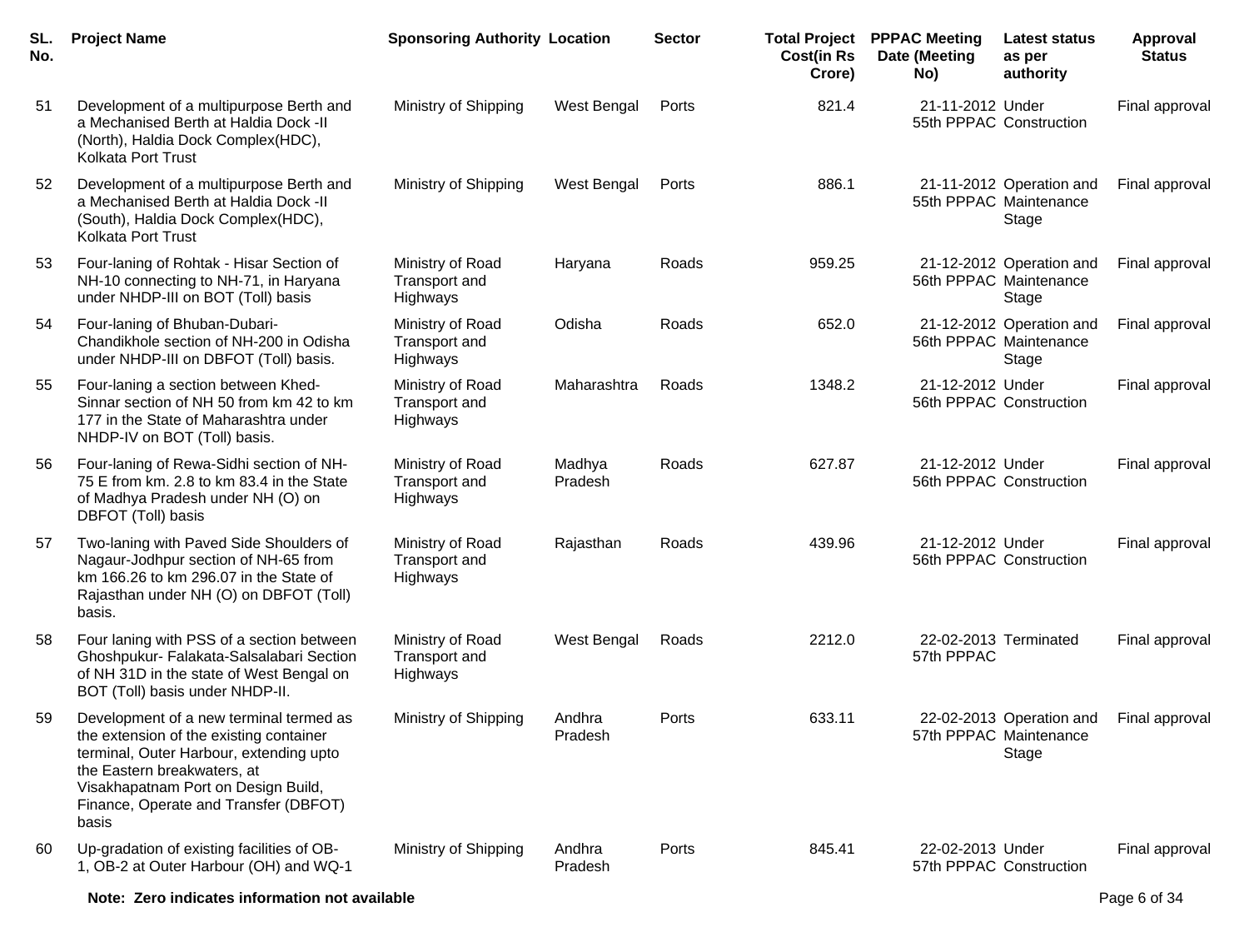| SL. No. | Project Name | Sponsoring Authority | Location | Sector | Total Project Cost(in Rs Crore) | PPPAC Meeting Date (Meeting No) | Latest status as per authority | Approval Status |
|---|---|---|---|---|---|---|---|---|
| 51 | Development of a multipurpose Berth and a Mechanised Berth at Haldia Dock -II (North), Haldia Dock Complex(HDC), Kolkata Port Trust | Ministry of Shipping | West Bengal | Ports | 821.4 | 21-11-2012 55th PPPAC | Under Construction | Final approval |
| 52 | Development of a multipurpose Berth and a Mechanised Berth at Haldia Dock -II (South), Haldia Dock Complex(HDC), Kolkata Port Trust | Ministry of Shipping | West Bengal | Ports | 886.1 | 21-11-2012 55th PPPAC | Operation and Maintenance Stage | Final approval |
| 53 | Four-laning of Rohtak - Hisar Section of NH-10 connecting to NH-71, in Haryana under NHDP-III on BOT (Toll) basis | Ministry of Road Transport and Highways | Haryana | Roads | 959.25 | 21-12-2012 56th PPPAC | Operation and Maintenance Stage | Final approval |
| 54 | Four-laning of Bhuban-Dubari-Chandikhole section of NH-200 in Odisha under NHDP-III on DBFOT (Toll) basis. | Ministry of Road Transport and Highways | Odisha | Roads | 652.0 | 21-12-2012 56th PPPAC | Operation and Maintenance Stage | Final approval |
| 55 | Four-laning a section between Khed-Sinnar section of NH 50 from km 42 to km 177 in the State of Maharashtra under NHDP-IV on BOT (Toll) basis. | Ministry of Road Transport and Highways | Maharashtra | Roads | 1348.2 | 21-12-2012 56th PPPAC | Under Construction | Final approval |
| 56 | Four-laning of Rewa-Sidhi section of NH-75 E from km. 2.8 to km 83.4 in the State of Madhya Pradesh under NH (O) on DBFOT (Toll) basis | Ministry of Road Transport and Highways | Madhya Pradesh | Roads | 627.87 | 21-12-2012 56th PPPAC | Under Construction | Final approval |
| 57 | Two-laning with Paved Side Shoulders of Nagaur-Jodhpur section of NH-65 from km 166.26 to km 296.07 in the State of Rajasthan under NH (O) on DBFOT (Toll) basis. | Ministry of Road Transport and Highways | Rajasthan | Roads | 439.96 | 21-12-2012 56th PPPAC | Under Construction | Final approval |
| 58 | Four laning with PSS of a section between Ghoshpukur- Falakata-Salsalabari Section of NH 31D in the state of West Bengal on BOT (Toll) basis under NHDP-II. | Ministry of Road Transport and Highways | West Bengal | Roads | 2212.0 | 22-02-2013 57th PPPAC | Terminated | Final approval |
| 59 | Development of a new terminal termed as the extension of the existing container terminal, Outer Harbour, extending upto the Eastern breakwaters, at Visakhapatnam Port on Design Build, Finance, Operate and Transfer (DBFOT) basis | Ministry of Shipping | Andhra Pradesh | Ports | 633.11 | 22-02-2013 57th PPPAC | Operation and Maintenance Stage | Final approval |
| 60 | Up-gradation of existing facilities of OB-1, OB-2 at Outer Harbour (OH) and WQ-1 | Ministry of Shipping | Andhra Pradesh | Ports | 845.41 | 22-02-2013 57th PPPAC | Under Construction | Final approval |

**Note: Zero indicates information not available**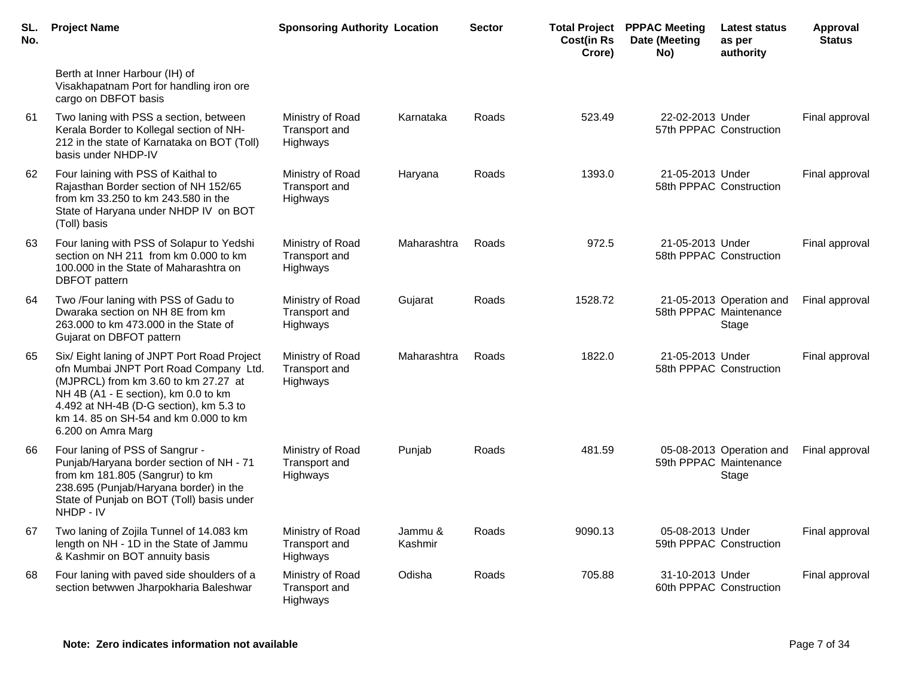| SL. No. | Project Name | Sponsoring Authority | Location | Sector | Total Project Cost(in Rs Crore) | PPPAC Meeting Date (Meeting No) | Latest status as per authority | Approval Status |
|---|---|---|---|---|---|---|---|---|
| | Berth at Inner Harbour (IH) of Visakhapatnam Port for handling iron ore cargo on DBFOT basis | | | | | | | |
| 61 | Two laning with PSS a section, between Kerala Border to Kollegal section of NH-212 in the state of Karnataka on BOT (Toll) basis under NHDP-IV | Ministry of Road Transport and Highways | Karnataka | Roads | 523.49 | 22-02-2013 57th PPPAC | Under Construction | Final approval |
| 62 | Four laining with PSS of Kaithal to Rajasthan Border section of NH 152/65 from km 33.250 to km 243.580 in the State of Haryana under NHDP IV on BOT (Toll) basis | Ministry of Road Transport and Highways | Haryana | Roads | 1393.0 | 21-05-2013 58th PPPAC | Under Construction | Final approval |
| 63 | Four laning with PSS of Solapur to Yedshi section on NH 211 from km 0.000 to km 100.000 in the State of Maharashtra on DBFOT pattern | Ministry of Road Transport and Highways | Maharashtra | Roads | 972.5 | 21-05-2013 58th PPPAC | Under Construction | Final approval |
| 64 | Two /Four laning with PSS of Gadu to Dwaraka section on NH 8E from km 263.000 to km 473.000 in the State of Gujarat on DBFOT pattern | Ministry of Road Transport and Highways | Gujarat | Roads | 1528.72 | 21-05-2013 58th PPPAC | Operation and Maintenance Stage | Final approval |
| 65 | Six/ Eight laning of JNPT Port Road Project ofn Mumbai JNPT Port Road Company Ltd. (MJPRCL) from km 3.60 to km 27.27 at NH 4B (A1 - E section), km 0.0 to km 4.492 at NH-4B (D-G section), km 5.3 to km 14. 85 on SH-54 and km 0.000 to km 6.200 on Amra Marg | Ministry of Road Transport and Highways | Maharashtra | Roads | 1822.0 | 21-05-2013 58th PPPAC | Under Construction | Final approval |
| 66 | Four laning of PSS of Sangrur - Punjab/Haryana border section of NH - 71 from km 181.805 (Sangrur) to km 238.695 (Punjab/Haryana border) in the State of Punjab on BOT (Toll) basis under NHDP - IV | Ministry of Road Transport and Highways | Punjab | Roads | 481.59 | 05-08-2013 59th PPPAC | Operation and Maintenance Stage | Final approval |
| 67 | Two laning of Zojila Tunnel of 14.083 km length on NH - 1D in the State of Jammu & Kashmir on BOT annuity basis | Ministry of Road Transport and Highways | Jammu & Kashmir | Roads | 9090.13 | 05-08-2013 59th PPPAC | Under Construction | Final approval |
| 68 | Four laning with paved side shoulders of a section betwwen Jharpokharia Baleshwar | Ministry of Road Transport and Highways | Odisha | Roads | 705.88 | 31-10-2013 60th PPPAC | Under Construction | Final approval |

**Note: Zero indicates information not available**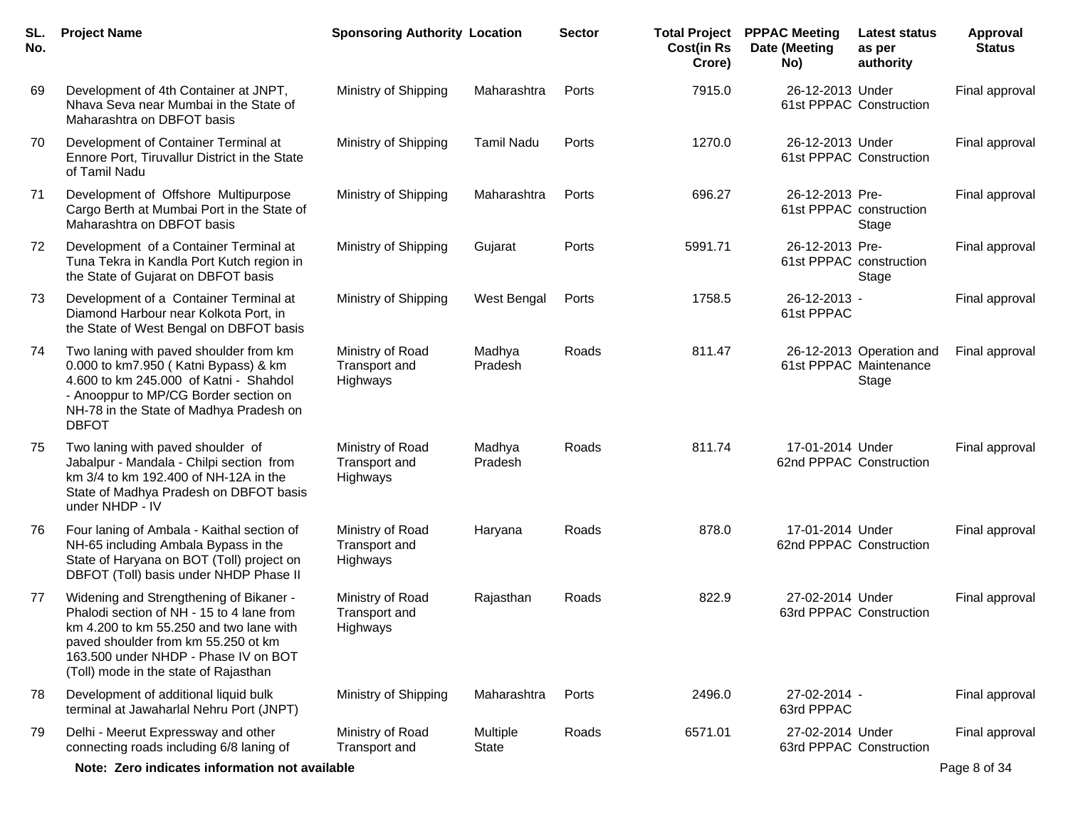| SL. No. | Project Name | Sponsoring Authority | Location | Sector | Total Project Cost(in Rs Crore) | PPPAC Meeting Date (Meeting No) | Latest status as per authority | Approval Status |
|---|---|---|---|---|---|---|---|---|
| 69 | Development of 4th Container at JNPT, Nhava Seva near Mumbai in the State of Maharashtra on DBFOT basis | Ministry of Shipping | Maharashtra | Ports | 7915.0 | 26-12-2013 61st PPPAC | Under Construction | Final approval |
| 70 | Development of Container Terminal at Ennore Port, Tiruvallur District in the State of Tamil Nadu | Ministry of Shipping | Tamil Nadu | Ports | 1270.0 | 26-12-2013 61st PPPAC | Under Construction | Final approval |
| 71 | Development of Offshore Multipurpose Cargo Berth at Mumbai Port in the State of Maharashtra on DBFOT basis | Ministry of Shipping | Maharashtra | Ports | 696.27 | 26-12-2013 61st PPPAC | Pre-construction Stage | Final approval |
| 72 | Development of a Container Terminal at Tuna Tekra in Kandla Port Kutch region in the State of Gujarat on DBFOT basis | Ministry of Shipping | Gujarat | Ports | 5991.71 | 26-12-2013 61st PPPAC | Pre-construction Stage | Final approval |
| 73 | Development of a Container Terminal at Diamond Harbour near Kolkota Port, in the State of West Bengal on DBFOT basis | Ministry of Shipping | West Bengal | Ports | 1758.5 | 26-12-2013 61st PPPAC | - | Final approval |
| 74 | Two laning with paved shoulder from km 0.000 to km7.950 ( Katni Bypass) & km 4.600 to km 245.000 of Katni - Shahdol - Anooppur to MP/CG Border section on NH-78 in the State of Madhya Pradesh on DBFOT | Ministry of Road Transport and Highways | Madhya Pradesh | Roads | 811.47 | 26-12-2013 61st PPPAC | Operation and Maintenance Stage | Final approval |
| 75 | Two laning with paved shoulder of Jabalpur - Mandala - Chilpi section from km 3/4 to km 192.400 of NH-12A in the State of Madhya Pradesh on DBFOT basis under NHDP - IV | Ministry of Road Transport and Highways | Madhya Pradesh | Roads | 811.74 | 17-01-2014 62nd PPPAC | Under Construction | Final approval |
| 76 | Four laning of Ambala - Kaithal section of NH-65 including Ambala Bypass in the State of Haryana on BOT (Toll) project on DBFOT (Toll) basis under NHDP Phase II | Ministry of Road Transport and Highways | Haryana | Roads | 878.0 | 17-01-2014 62nd PPPAC | Under Construction | Final approval |
| 77 | Widening and Strengthening of Bikaner - Phalodi section of NH - 15 to 4 lane from km 4.200 to km 55.250 and two lane with paved shoulder from km 55.250 ot km 163.500 under NHDP - Phase IV on BOT (Toll) mode in the state of Rajasthan | Ministry of Road Transport and Highways | Rajasthan | Roads | 822.9 | 27-02-2014 63rd PPPAC | Under Construction | Final approval |
| 78 | Development of additional liquid bulk terminal at Jawaharlal Nehru Port (JNPT) | Ministry of Shipping | Maharashtra | Ports | 2496.0 | 27-02-2014 63rd PPPAC | - | Final approval |
| 79 | Delhi - Meerut Expressway and other connecting roads including 6/8 laning of | Ministry of Road Transport and | Multiple State | Roads | 6571.01 | 27-02-2014 63rd PPPAC | Under Construction | Final approval |

**Note: Zero indicates information not available**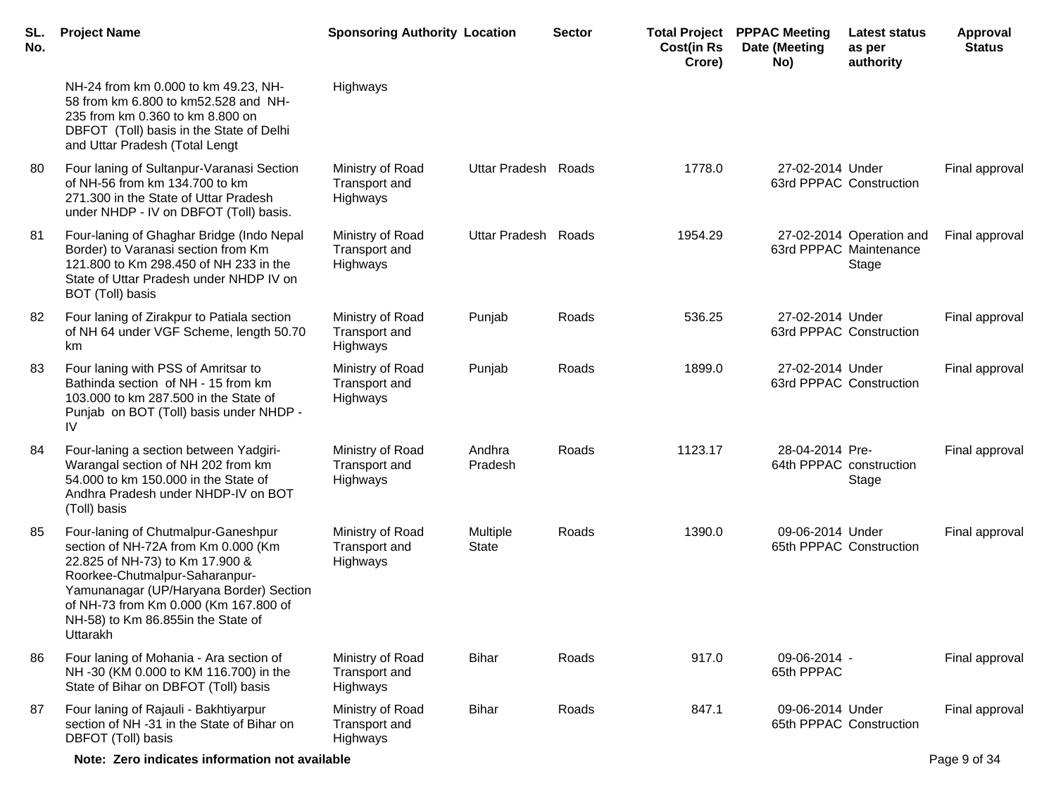| SL. No. | Project Name | Sponsoring Authority | Location | Sector | Total Project Cost(in Rs Crore) | PPPAC Meeting Date (Meeting No) | Latest status as per authority | Approval Status |
|---|---|---|---|---|---|---|---|---|
| | NH-24 from km 0.000 to km 49.23, NH-58 from km 6.800 to km52.528 and NH-235 from km 0.360 to km 8.800 on DBFOT (Toll) basis in the State of Delhi and Uttar Pradesh (Total Lengt | Highways | | | | | | |
| 80 | Four laning of Sultanpur-Varanasi Section of NH-56 from km 134.700 to km 271.300 in the State of Uttar Pradesh under NHDP - IV on DBFOT (Toll) basis. | Ministry of Road Transport and Highways | Uttar Pradesh | Roads | 1778.0 | 27-02-2014 63rd PPPAC | Under Construction | Final approval |
| 81 | Four-laning of Ghaghar Bridge (Indo Nepal Border) to Varanasi section from Km 121.800 to Km 298.450 of NH 233 in the State of Uttar Pradesh under NHDP IV on BOT (Toll) basis | Ministry of Road Transport and Highways | Uttar Pradesh | Roads | 1954.29 | 27-02-2014 63rd PPPAC | Operation and Maintenance Stage | Final approval |
| 82 | Four laning of Zirakpur to Patiala section of NH 64 under VGF Scheme, length 50.70 km | Ministry of Road Transport and Highways | Punjab | Roads | 536.25 | 27-02-2014 63rd PPPAC | Under Construction | Final approval |
| 83 | Four laning with PSS of Amritsar to Bathinda section of NH - 15 from km 103.000 to km 287.500 in the State of Punjab on BOT (Toll) basis under NHDP - IV | Ministry of Road Transport and Highways | Punjab | Roads | 1899.0 | 27-02-2014 63rd PPPAC | Under Construction | Final approval |
| 84 | Four-laning a section between Yadgiri-Warangal section of NH 202 from km 54.000 to km 150.000 in the State of Andhra Pradesh under NHDP-IV on BOT (Toll) basis | Ministry of Road Transport and Highways | Andhra Pradesh | Roads | 1123.17 | 28-04-2014 64th PPPAC | Pre-construction Stage | Final approval |
| 85 | Four-laning of Chutmalpur-Ganeshpur section of NH-72A from Km 0.000 (Km 22.825 of NH-73) to Km 17.900 & Roorkee-Chutmalpur-Saharanpur-Yamunanagar (UP/Haryana Border) Section of NH-73 from Km 0.000 (Km 167.800 of NH-58) to Km 86.855in the State of Uttarakh | Ministry of Road Transport and Highways | Multiple State | Roads | 1390.0 | 09-06-2014 65th PPPAC | Under Construction | Final approval |
| 86 | Four laning of Mohania - Ara section of NH -30 (KM 0.000 to KM 116.700) in the State of Bihar on DBFOT (Toll) basis | Ministry of Road Transport and Highways | Bihar | Roads | 917.0 | 09-06-2014 65th PPPAC | - | Final approval |
| 87 | Four laning of Rajauli - Bakhtiyarpur section of NH -31 in the State of Bihar on DBFOT (Toll) basis | Ministry of Road Transport and Highways | Bihar | Roads | 847.1 | 09-06-2014 65th PPPAC | Under Construction | Final approval |

**Note: Zero indicates information not available**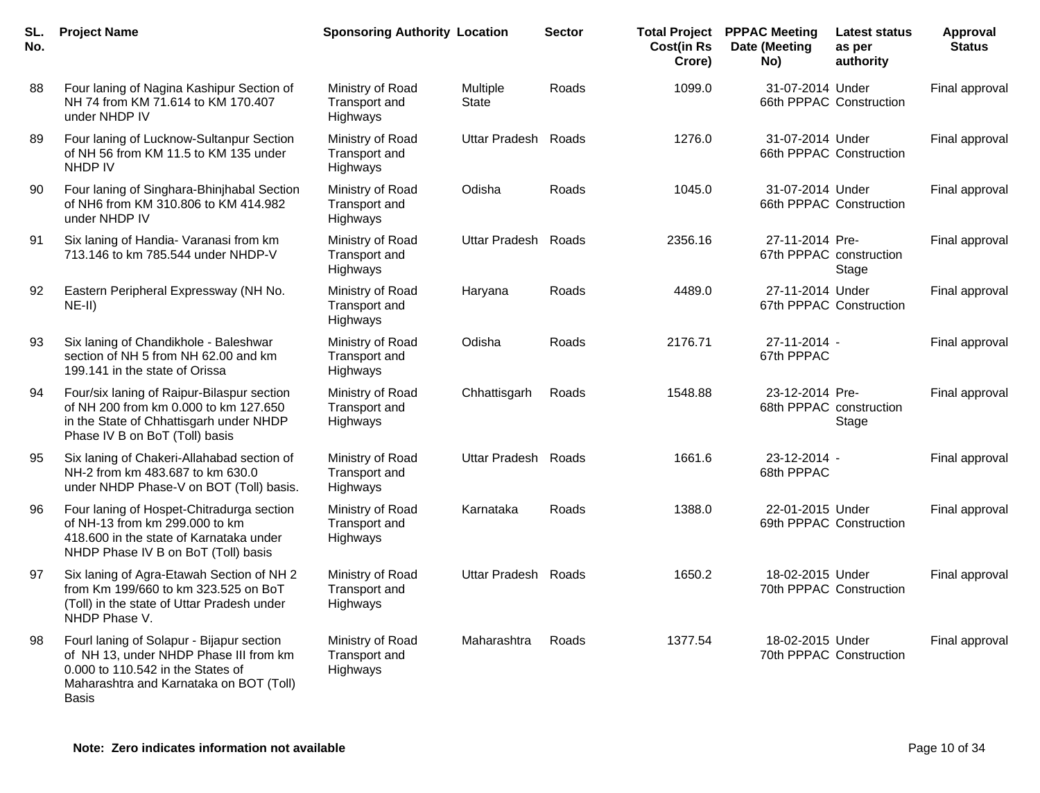| SL. No. | Project Name | Sponsoring Authority | Location | Sector | Total Project Cost(in Rs Crore) | PPPAC Meeting Date (Meeting No) | Latest status as per authority | Approval Status |
|---|---|---|---|---|---|---|---|---|
| 88 | Four laning of Nagina Kashipur Section of NH 74 from KM 71.614 to KM 170.407 under NHDP IV | Ministry of Road Transport and Highways | Multiple State | Roads | 1099.0 | 31-07-2014 66th PPPAC | Under Construction | Final approval |
| 89 | Four laning of Lucknow-Sultanpur Section of NH 56 from KM 11.5 to KM 135 under NHDP IV | Ministry of Road Transport and Highways | Uttar Pradesh | Roads | 1276.0 | 31-07-2014 66th PPPAC | Under Construction | Final approval |
| 90 | Four laning of Singhara-Bhinjhabal Section of NH6 from KM 310.806 to KM 414.982 under NHDP IV | Ministry of Road Transport and Highways | Odisha | Roads | 1045.0 | 31-07-2014 66th PPPAC | Under Construction | Final approval |
| 91 | Six laning of Handia- Varanasi from km 713.146 to km 785.544 under NHDP-V | Ministry of Road Transport and Highways | Uttar Pradesh | Roads | 2356.16 | 27-11-2014 67th PPPAC | Pre-construction Stage | Final approval |
| 92 | Eastern Peripheral Expressway (NH No. NE-II) | Ministry of Road Transport and Highways | Haryana | Roads | 4489.0 | 27-11-2014 67th PPPAC | Under Construction | Final approval |
| 93 | Six laning of Chandikhole - Baleshwar section of NH 5 from NH 62.00 and km 199.141 in the state of Orissa | Ministry of Road Transport and Highways | Odisha | Roads | 2176.71 | 27-11-2014 67th PPPAC | - | Final approval |
| 94 | Four/six laning of Raipur-Bilaspur section of NH 200 from km 0.000 to km 127.650 in the State of Chhattisgarh under NHDP Phase IV B on BoT (Toll) basis | Ministry of Road Transport and Highways | Chhattisgarh | Roads | 1548.88 | 23-12-2014 68th PPPAC | Pre-construction Stage | Final approval |
| 95 | Six laning of Chakeri-Allahabad section of NH-2 from km 483.687 to km 630.0 under NHDP Phase-V on BOT (Toll) basis. | Ministry of Road Transport and Highways | Uttar Pradesh | Roads | 1661.6 | 23-12-2014 68th PPPAC | - | Final approval |
| 96 | Four laning of Hospet-Chitradurga section of NH-13 from km 299.000 to km 418.600 in the state of Karnataka under NHDP Phase IV B on BoT (Toll) basis | Ministry of Road Transport and Highways | Karnataka | Roads | 1388.0 | 22-01-2015 69th PPPAC | Under Construction | Final approval |
| 97 | Six laning of Agra-Etawah Section of NH 2 from Km 199/660 to km 323.525 on BoT (Toll) in the state of Uttar Pradesh under NHDP Phase V. | Ministry of Road Transport and Highways | Uttar Pradesh | Roads | 1650.2 | 18-02-2015 70th PPPAC | Under Construction | Final approval |
| 98 | Fourl laning of Solapur - Bijapur section of NH 13, under NHDP Phase III from km 0.000 to 110.542 in the States of Maharashtra and Karnataka on BOT (Toll) Basis | Ministry of Road Transport and Highways | Maharashtra | Roads | 1377.54 | 18-02-2015 70th PPPAC | Under Construction | Final approval |

**Note: Zero indicates information not available**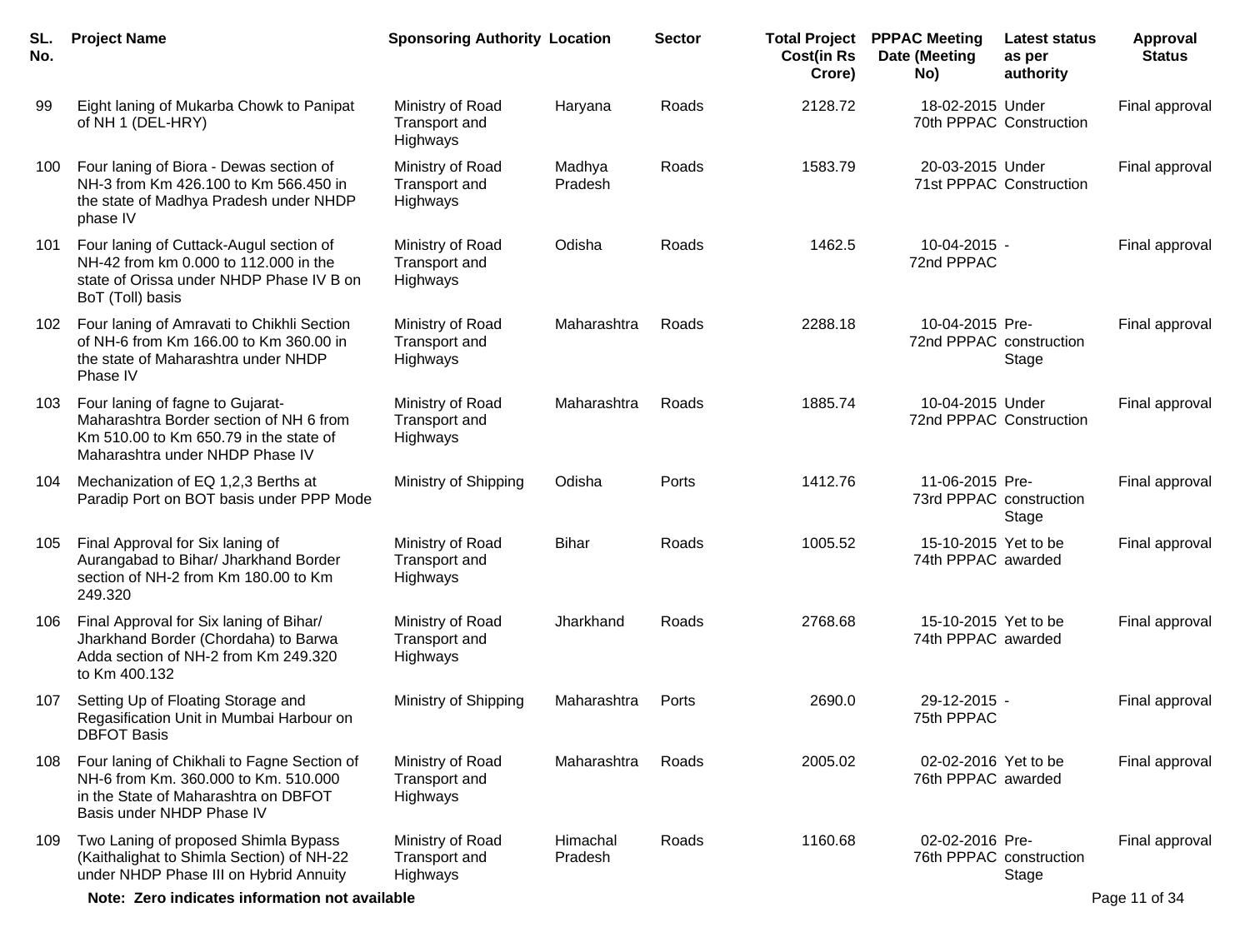| SL. No. | Project Name | Sponsoring Authority | Location | Sector | Total Project Cost(in Rs Crore) | PPPAC Meeting Date (Meeting No) | Latest status as per authority | Approval Status |
| --- | --- | --- | --- | --- | --- | --- | --- | --- |
| 99 | Eight laning of Mukarba Chowk to Panipat of NH 1 (DEL-HRY) | Ministry of Road Transport and Highways | Haryana | Roads | 2128.72 | 18-02-2015 70th PPPAC | Under Construction | Final approval |
| 100 | Four laning of Biora - Dewas section of NH-3 from Km 426.100 to Km 566.450 in the state of Madhya Pradesh under NHDP phase IV | Ministry of Road Transport and Highways | Madhya Pradesh | Roads | 1583.79 | 20-03-2015 71st PPPAC | Under Construction | Final approval |
| 101 | Four laning of Cuttack-Augul section of NH-42 from km 0.000 to 112.000 in the state of Orissa under NHDP Phase IV B on BoT (Toll) basis | Ministry of Road Transport and Highways | Odisha | Roads | 1462.5 | 10-04-2015 72nd PPPAC | - | Final approval |
| 102 | Four laning of Amravati to Chikhli Section of NH-6 from Km 166.00 to Km 360.00 in the state of Maharashtra under NHDP Phase IV | Ministry of Road Transport and Highways | Maharashtra | Roads | 2288.18 | 10-04-2015 72nd PPPAC | Pre-construction Stage | Final approval |
| 103 | Four laning of fagne to Gujarat-Maharashtra Border section of NH 6 from Km 510.00 to Km 650.79 in the state of Maharashtra under NHDP Phase IV | Ministry of Road Transport and Highways | Maharashtra | Roads | 1885.74 | 10-04-2015 72nd PPPAC | Under Construction | Final approval |
| 104 | Mechanization of EQ 1,2,3 Berths at Paradip Port on BOT basis under PPP Mode | Ministry of Shipping | Odisha | Ports | 1412.76 | 11-06-2015 73rd PPPAC | Pre-construction Stage | Final approval |
| 105 | Final Approval for Six laning of Aurangabad to Bihar/ Jharkhand Border section of NH-2 from Km 180.00 to Km 249.320 | Ministry of Road Transport and Highways | Bihar | Roads | 1005.52 | 15-10-2015 74th PPPAC | Yet to be awarded | Final approval |
| 106 | Final Approval for Six laning of Bihar/ Jharkhand Border (Chordaha) to Barwa Adda section of NH-2 from Km 249.320 to Km 400.132 | Ministry of Road Transport and Highways | Jharkhand | Roads | 2768.68 | 15-10-2015 74th PPPAC | Yet to be awarded | Final approval |
| 107 | Setting Up of Floating Storage and Regasification Unit in Mumbai Harbour on DBFOT Basis | Ministry of Shipping | Maharashtra | Ports | 2690.0 | 29-12-2015 75th PPPAC | - | Final approval |
| 108 | Four laning of Chikhali to Fagne Section of NH-6 from Km. 360.000 to Km. 510.000 in the State of Maharashtra on DBFOT Basis under NHDP Phase IV | Ministry of Road Transport and Highways | Maharashtra | Roads | 2005.02 | 02-02-2016 76th PPPAC | Yet to be awarded | Final approval |
| 109 | Two Laning of proposed Shimla Bypass (Kaithalighat to Shimla Section) of NH-22 under NHDP Phase III on Hybrid Annuity | Ministry of Road Transport and Highways | Himachal Pradesh | Roads | 1160.68 | 02-02-2016 76th PPPAC | Pre-construction Stage | Final approval |

**Note: Zero indicates information not available**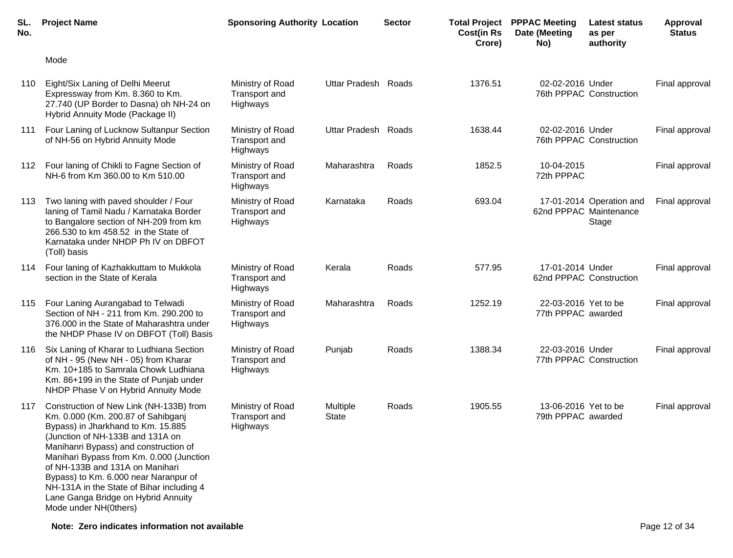| SL. No. | Project Name | Sponsoring Authority | Location | Sector | Total Project Cost(in Rs Crore) | PPPAC Meeting Date (Meeting No) | Latest status as per authority | Approval Status |
|---|---|---|---|---|---|---|---|---|
| | Mode | | | | | | | |
| 110 | Eight/Six Laning of Delhi Meerut Expressway from Km. 8.360 to Km. 27.740 (UP Border to Dasna) oh NH-24 on Hybrid Annuity Mode (Package II) | Ministry of Road Transport and Highways | Uttar Pradesh | Roads | 1376.51 | 02-02-2016 76th PPPAC | Under Construction | Final approval |
| 111 | Four Laning of Lucknow Sultanpur Section of NH-56 on Hybrid Annuity Mode | Ministry of Road Transport and Highways | Uttar Pradesh | Roads | 1638.44 | 02-02-2016 76th PPPAC | Under Construction | Final approval |
| 112 | Four laning of Chikli to Fagne Section of NH-6 from Km 360.00 to Km 510.00 | Ministry of Road Transport and Highways | Maharashtra | Roads | 1852.5 | 10-04-2015 72th PPPAC | | Final approval |
| 113 | Two laning with paved shoulder / Four laning of Tamil Nadu / Karnataka Border to Bangalore section of NH-209 from km 266.530 to km 458.52 in the State of Karnataka under NHDP Ph IV on DBFOT (Toll) basis | Ministry of Road Transport and Highways | Karnataka | Roads | 693.04 | 17-01-2014 62nd PPPAC | Operation and Maintenance Stage | Final approval |
| 114 | Four laning of Kazhakkuttam to Mukkola section in the State of Kerala | Ministry of Road Transport and Highways | Kerala | Roads | 577.95 | 17-01-2014 62nd PPPAC | Under Construction | Final approval |
| 115 | Four Laning Aurangabad to Telwadi Section of NH - 211 from Km. 290.200 to 376.000 in the State of Maharashtra under the NHDP Phase IV on DBFOT (Toll) Basis | Ministry of Road Transport and Highways | Maharashtra | Roads | 1252.19 | 22-03-2016 77th PPPAC | Yet to be awarded | Final approval |
| 116 | Six Laning of Kharar to Ludhiana Section of NH - 95 (New NH - 05) from Kharar Km. 10+185 to Samrala Chowk Ludhiana Km. 86+199 in the State of Punjab under NHDP Phase V on Hybrid Annuity Mode | Ministry of Road Transport and Highways | Punjab | Roads | 1388.34 | 22-03-2016 77th PPPAC | Under Construction | Final approval |
| 117 | Construction of New Link (NH-133B) from Km. 0.000 (Km. 200.87 of Sahibganj Bypass) in Jharkhand to Km. 15.885 (Junction of NH-133B and 131A on Manihanri Bypass) and construction of Manihari Bypass from Km. 0.000 (Junction of NH-133B and 131A on Manihari Bypass) to Km. 6.000 near Naranpur of NH-131A in the State of Bihar including 4 Lane Ganga Bridge on Hybrid Annuity Mode under NH(0thers) | Ministry of Road Transport and Highways | Multiple State | Roads | 1905.55 | 13-06-2016 79th PPPAC | Yet to be awarded | Final approval |

**Note: Zero indicates information not available**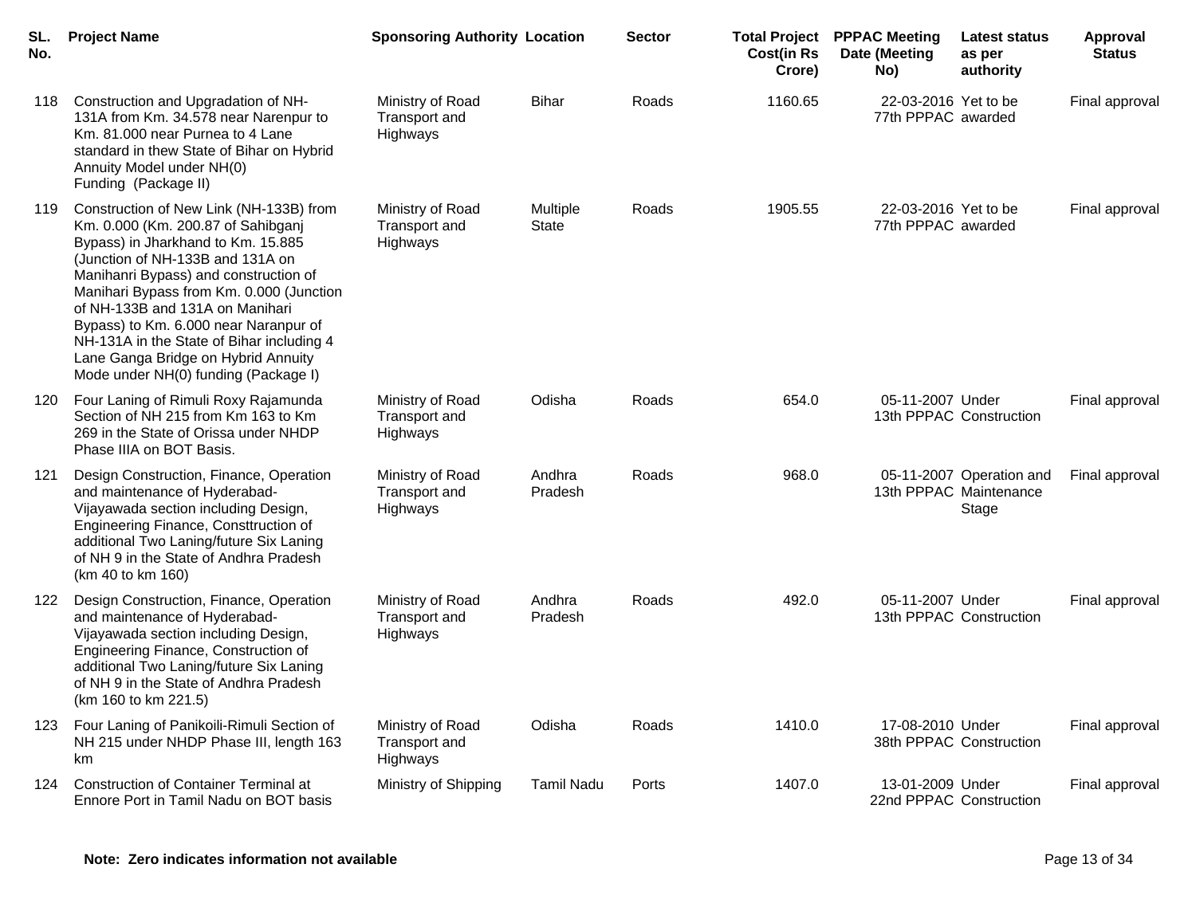| SL. No. | Project Name | Sponsoring Authority | Location | Sector | Total Project Cost(in Rs Crore) | PPPAC Meeting Date (Meeting No) | Latest status as per authority | Approval Status |
|---|---|---|---|---|---|---|---|---|
| 118 | Construction and Upgradation of NH-131A from Km. 34.578 near Narenpur to Km. 81.000 near Purnea to 4 Lane standard in thew State of Bihar on Hybrid Annuity Model under NH(0) Funding (Package II) | Ministry of Road Transport and Highways | Bihar | Roads | 1160.65 | 22-03-2016 77th PPPAC | Yet to be awarded | Final approval |
| 119 | Construction of New Link (NH-133B) from Km. 0.000 (Km. 200.87 of Sahibganj Bypass) in Jharkhand to Km. 15.885 (Junction of NH-133B and 131A on Manihanri Bypass) and construction of Manihari Bypass from Km. 0.000 (Junction of NH-133B and 131A on Manihari Bypass) to Km. 6.000 near Naranpur of NH-131A in the State of Bihar including 4 Lane Ganga Bridge on Hybrid Annuity Mode under NH(0) funding (Package I) | Ministry of Road Transport and Highways | Multiple State | Roads | 1905.55 | 22-03-2016 77th PPPAC | Yet to be awarded | Final approval |
| 120 | Four Laning of Rimuli Roxy Rajamunda Section of NH 215 from Km 163 to Km 269 in the State of Orissa under NHDP Phase IIIA on BOT Basis. | Ministry of Road Transport and Highways | Odisha | Roads | 654.0 | 05-11-2007 13th PPPAC | Under Construction | Final approval |
| 121 | Design Construction, Finance, Operation and maintenance of Hyderabad-Vijayawada section including Design, Engineering Finance, Consttruction of additional Two Laning/future Six Laning of NH 9 in the State of Andhra Pradesh (km 40 to km 160) | Ministry of Road Transport and Highways | Andhra Pradesh | Roads | 968.0 | 05-11-2007 13th PPPAC | Operation and Maintenance Stage | Final approval |
| 122 | Design Construction, Finance, Operation and maintenance of Hyderabad-Vijayawada section including Design, Engineering Finance, Construction of additional Two Laning/future Six Laning of NH 9 in the State of Andhra Pradesh (km 160 to km 221.5) | Ministry of Road Transport and Highways | Andhra Pradesh | Roads | 492.0 | 05-11-2007 13th PPPAC | Under Construction | Final approval |
| 123 | Four Laning of Panikoili-Rimuli Section of NH 215 under NHDP Phase III, length 163 km | Ministry of Road Transport and Highways | Odisha | Roads | 1410.0 | 17-08-2010 38th PPPAC | Under Construction | Final approval |
| 124 | Construction of Container Terminal at Ennore Port in Tamil Nadu on BOT basis | Ministry of Shipping | Tamil Nadu | Ports | 1407.0 | 13-01-2009 22nd PPPAC | Under Construction | Final approval |

**Note: Zero indicates information not available**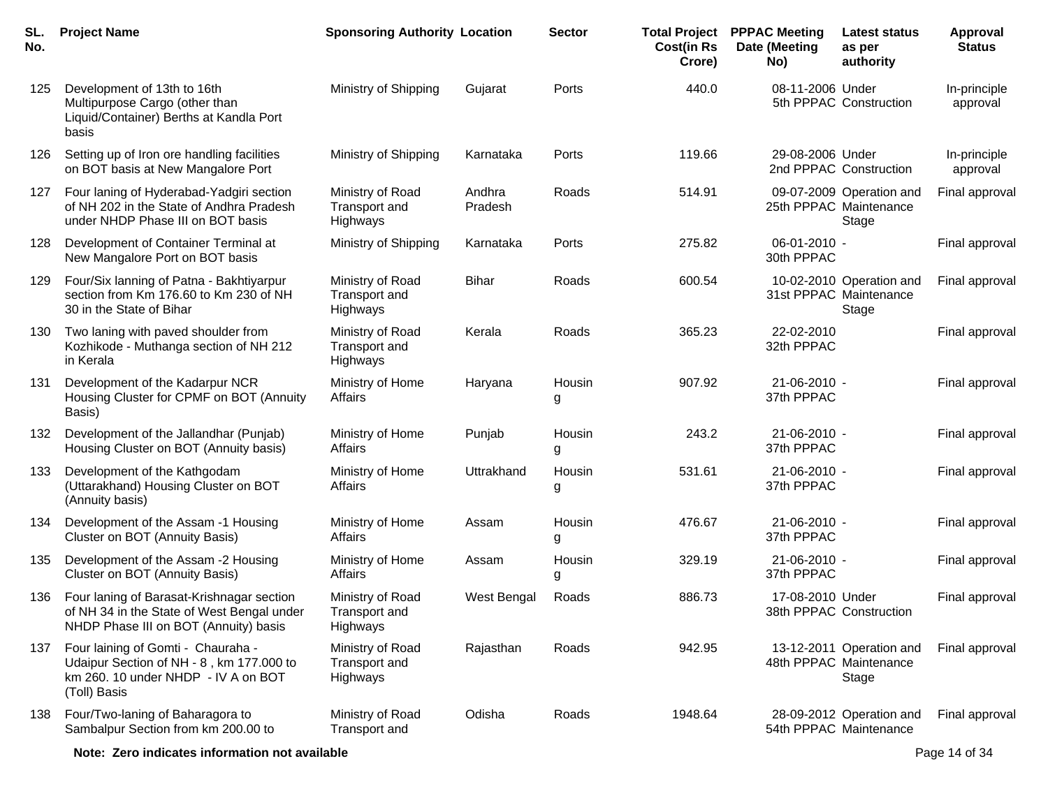| SL. No. | Project Name | Sponsoring Authority | Location | Sector | Total Project Cost(in Rs Crore) | PPPAC Meeting Date (Meeting No) | Latest status as per authority | Approval Status |
|---|---|---|---|---|---|---|---|---|
| 125 | Development of 13th to 16th Multipurpose Cargo (other than Liquid/Container) Berths at Kandla Port basis | Ministry of Shipping | Gujarat | Ports | 440.0 | 08-11-2006 5th PPPAC | Under Construction | In-principle approval |
| 126 | Setting up of Iron ore handling facilities on BOT basis at New Mangalore Port | Ministry of Shipping | Karnataka | Ports | 119.66 | 29-08-2006 2nd PPPAC | Under Construction | In-principle approval |
| 127 | Four laning of Hyderabad-Yadgiri section of NH 202 in the State of Andhra Pradesh under NHDP Phase III on BOT basis | Ministry of Road Transport and Highways | Andhra Pradesh | Roads | 514.91 | 09-07-2009 25th PPPAC | Operation and Maintenance Stage | Final approval |
| 128 | Development of Container Terminal at New Mangalore Port on BOT basis | Ministry of Shipping | Karnataka | Ports | 275.82 | 06-01-2010 30th PPPAC | - | Final approval |
| 129 | Four/Six lanning of Patna - Bakhtiyarpur section from Km 176.60 to Km 230 of NH 30 in the State of Bihar | Ministry of Road Transport and Highways | Bihar | Roads | 600.54 | 10-02-2010 31st PPPAC | Operation and Maintenance Stage | Final approval |
| 130 | Two laning with paved shoulder from Kozhikode - Muthanga section of NH 212 in Kerala | Ministry of Road Transport and Highways | Kerala | Roads | 365.23 | 22-02-2010 32th PPPAC | | Final approval |
| 131 | Development of the Kadarpur NCR Housing Cluster for CPMF on BOT (Annuity Basis) | Ministry of Home Affairs | Haryana | Housing | 907.92 | 21-06-2010 37th PPPAC | - | Final approval |
| 132 | Development of the Jallandhar (Punjab) Housing Cluster on BOT (Annuity basis) | Ministry of Home Affairs | Punjab | Housing | 243.2 | 21-06-2010 37th PPPAC | - | Final approval |
| 133 | Development of the Kathgodam (Uttarakhand) Housing Cluster on BOT (Annuity basis) | Ministry of Home Affairs | Uttrakhand | Housing | 531.61 | 21-06-2010 37th PPPAC | - | Final approval |
| 134 | Development of the Assam -1 Housing Cluster on BOT (Annuity Basis) | Ministry of Home Affairs | Assam | Housing | 476.67 | 21-06-2010 37th PPPAC | - | Final approval |
| 135 | Development of the Assam -2 Housing Cluster on BOT (Annuity Basis) | Ministry of Home Affairs | Assam | Housing | 329.19 | 21-06-2010 37th PPPAC | - | Final approval |
| 136 | Four laning of Barasat-Krishnagar section of NH 34 in the State of West Bengal under NHDP Phase III on BOT (Annuity) basis | Ministry of Road Transport and Highways | West Bengal | Roads | 886.73 | 17-08-2010 38th PPPAC | Under Construction | Final approval |
| 137 | Four laining of Gomti - Chauraha - Udaipur Section of NH - 8 , km 177.000 to km 260. 10 under NHDP - IV A on BOT (Toll) Basis | Ministry of Road Transport and Highways | Rajasthan | Roads | 942.95 | 13-12-2011 48th PPPAC | Operation and Maintenance Stage | Final approval |
| 138 | Four/Two-laning of Baharagora to Sambalpur Section from km 200.00 to | Ministry of Road Transport and | Odisha | Roads | 1948.64 | 28-09-2012 54th PPPAC | Operation and Maintenance | Final approval |

**Note: Zero indicates information not available**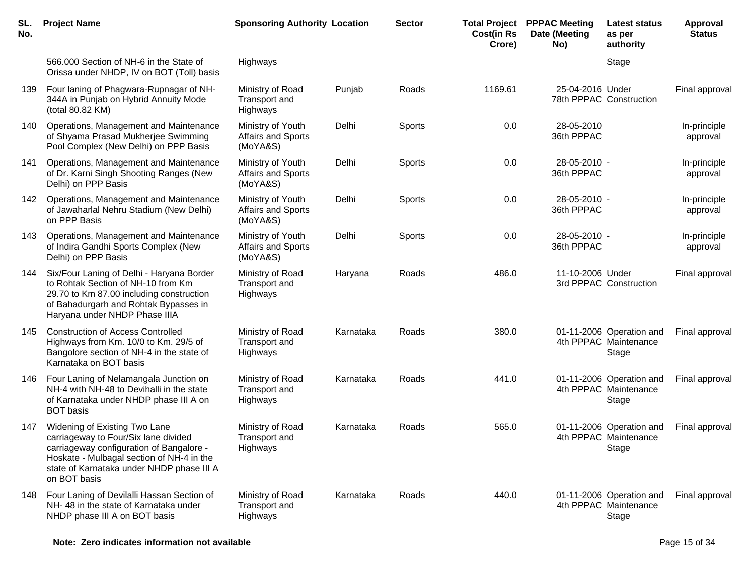| SL. No. | Project Name | Sponsoring Authority | Location | Sector | Total Project Cost(in Rs Crore) | PPPAC Meeting Date (Meeting No) | Latest status as per authority | Approval Status |
|---|---|---|---|---|---|---|---|---|
| | 566.000 Section of NH-6 in the State of Orissa under NHDP, IV on BOT (Toll) basis | Highways | | | | | Stage | |
| 139 | Four laning of Phagwara-Rupnagar of NH-344A in Punjab on Hybrid Annuity Mode (total 80.82 KM) | Ministry of Road Transport and Highways | Punjab | Roads | 1169.61 | 25-04-2016 78th PPPAC | Under Construction | Final approval |
| 140 | Operations, Management and Maintenance of Shyama Prasad Mukherjee Swimming Pool Complex (New Delhi) on PPP Basis | Ministry of Youth Affairs and Sports (MoYA&S) | Delhi | Sports | 0.0 | 28-05-2010 36th PPPAC | | In-principle approval |
| 141 | Operations, Management and Maintenance of Dr. Karni Singh Shooting Ranges (New Delhi) on PPP Basis | Ministry of Youth Affairs and Sports (MoYA&S) | Delhi | Sports | 0.0 | 28-05-2010 36th PPPAC | - | In-principle approval |
| 142 | Operations, Management and Maintenance of Jawaharlal Nehru Stadium (New Delhi) on PPP Basis | Ministry of Youth Affairs and Sports (MoYA&S) | Delhi | Sports | 0.0 | 28-05-2010 36th PPPAC | - | In-principle approval |
| 143 | Operations, Management and Maintenance of Indira Gandhi Sports Complex (New Delhi) on PPP Basis | Ministry of Youth Affairs and Sports (MoYA&S) | Delhi | Sports | 0.0 | 28-05-2010 36th PPPAC | - | In-principle approval |
| 144 | Six/Four Laning of Delhi - Haryana Border to Rohtak Section of NH-10 from Km 29.70 to Km 87.00 including construction of Bahadurgarh and Rohtak Bypasses in Haryana under NHDP Phase IIIA | Ministry of Road Transport and Highways | Haryana | Roads | 486.0 | 11-10-2006 3rd PPPAC | Under Construction | Final approval |
| 145 | Construction of Access Controlled Highways from Km. 10/0 to Km. 29/5 of Bangolore section of NH-4 in the state of Karnataka on BOT basis | Ministry of Road Transport and Highways | Karnataka | Roads | 380.0 | 01-11-2006 4th PPPAC | Operation and Maintenance Stage | Final approval |
| 146 | Four Laning of Nelamangala Junction on NH-4 with NH-48 to Devihalli in the state of Karnataka under NHDP phase III A on BOT basis | Ministry of Road Transport and Highways | Karnataka | Roads | 441.0 | 01-11-2006 4th PPPAC | Operation and Maintenance Stage | Final approval |
| 147 | Widening of Existing Two Lane carriageway to Four/Six lane divided carriageway configuration of Bangalore - Hoskate - Mulbagal section of NH-4 in the state of Karnataka under NHDP phase III A on BOT basis | Ministry of Road Transport and Highways | Karnataka | Roads | 565.0 | 01-11-2006 4th PPPAC | Operation and Maintenance Stage | Final approval |
| 148 | Four Laning of Devilalli Hassan Section of NH- 48 in the state of Karnataka under NHDP phase III A on BOT basis | Ministry of Road Transport and Highways | Karnataka | Roads | 440.0 | 01-11-2006 4th PPPAC | Operation and Maintenance Stage | Final approval |

**Note: Zero indicates information not available**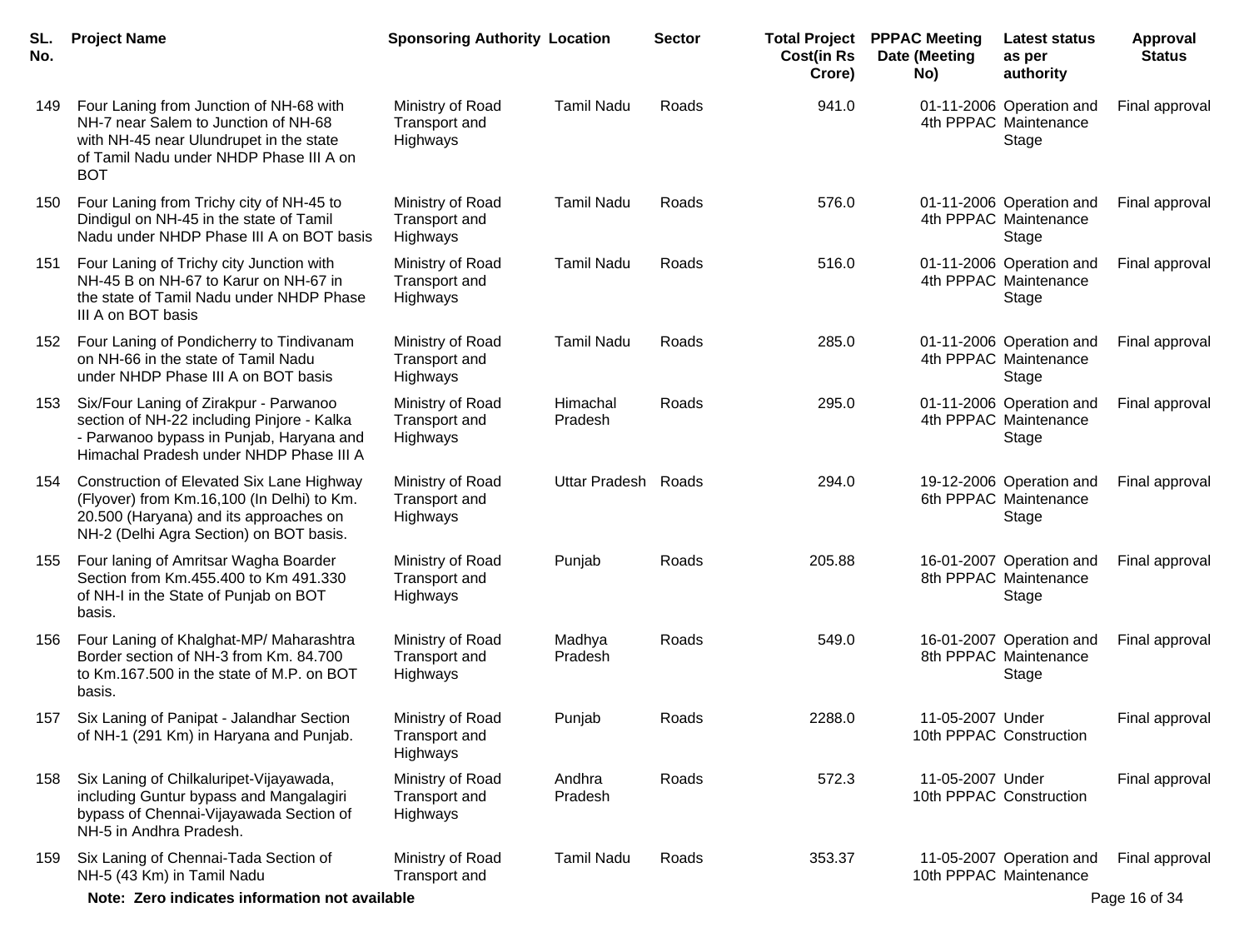| SL. No. | Project Name | Sponsoring Authority | Location | Sector | Total Project Cost(in Rs Crore) | PPPAC Meeting Date (Meeting No) | Latest status as per authority | Approval Status |
|---|---|---|---|---|---|---|---|---|
| 149 | Four Laning from Junction of NH-68 with NH-7 near Salem to Junction of NH-68 with NH-45 near Ulundrupet in the state of Tamil Nadu under NHDP Phase III A on BOT | Ministry of Road Transport and Highways | Tamil Nadu | Roads | 941.0 | 01-11-2006 4th PPPAC | Operation and Maintenance Stage | Final approval |
| 150 | Four Laning from Trichy city of NH-45 to Dindigul on NH-45 in the state of Tamil Nadu under NHDP Phase III A on BOT basis | Ministry of Road Transport and Highways | Tamil Nadu | Roads | 576.0 | 01-11-2006 4th PPPAC | Operation and Maintenance Stage | Final approval |
| 151 | Four Laning of Trichy city Junction with NH-45 B on NH-67 to Karur on NH-67 in the state of Tamil Nadu under NHDP Phase III A on BOT basis | Ministry of Road Transport and Highways | Tamil Nadu | Roads | 516.0 | 01-11-2006 4th PPPAC | Operation and Maintenance Stage | Final approval |
| 152 | Four Laning of Pondicherry to Tindivanam on NH-66 in the state of Tamil Nadu under NHDP Phase III A on BOT basis | Ministry of Road Transport and Highways | Tamil Nadu | Roads | 285.0 | 01-11-2006 4th PPPAC | Operation and Maintenance Stage | Final approval |
| 153 | Six/Four Laning of Zirakpur - Parwanoo section of NH-22 including Pinjore - Kalka - Parwanoo bypass in Punjab, Haryana and Himachal Pradesh under NHDP Phase III A | Ministry of Road Transport and Highways | Himachal Pradesh | Roads | 295.0 | 01-11-2006 4th PPPAC | Operation and Maintenance Stage | Final approval |
| 154 | Construction of Elevated Six Lane Highway (Flyover) from Km.16,100 (In Delhi) to Km. 20.500 (Haryana) and its approaches on NH-2 (Delhi Agra Section) on BOT basis. | Ministry of Road Transport and Highways | Uttar Pradesh | Roads | 294.0 | 19-12-2006 6th PPPAC | Operation and Maintenance Stage | Final approval |
| 155 | Four laning of Amritsar Wagha Boarder Section from Km.455.400 to Km 491.330 of NH-I in the State of Punjab on BOT basis. | Ministry of Road Transport and Highways | Punjab | Roads | 205.88 | 16-01-2007 8th PPPAC | Operation and Maintenance Stage | Final approval |
| 156 | Four Laning of Khalghat-MP/ Maharashtra Border section of NH-3 from Km. 84.700 to Km.167.500 in the state of M.P. on BOT basis. | Ministry of Road Transport and Highways | Madhya Pradesh | Roads | 549.0 | 16-01-2007 8th PPPAC | Operation and Maintenance Stage | Final approval |
| 157 | Six Laning of Panipat - Jalandhar Section of NH-1 (291 Km) in Haryana and Punjab. | Ministry of Road Transport and Highways | Punjab | Roads | 2288.0 | 11-05-2007 10th PPPAC | Under Construction | Final approval |
| 158 | Six Laning of Chilkaluripet-Vijayawada, including Guntur bypass and Mangalagiri bypass of Chennai-Vijayawada Section of NH-5 in Andhra Pradesh. | Ministry of Road Transport and Highways | Andhra Pradesh | Roads | 572.3 | 11-05-2007 10th PPPAC | Under Construction | Final approval |
| 159 | Six Laning of Chennai-Tada Section of NH-5 (43 Km) in Tamil Nadu | Ministry of Road Transport and | Tamil Nadu | Roads | 353.37 | 11-05-2007 10th PPPAC | Operation and Maintenance | Final approval |

**Note: Zero indicates information not available**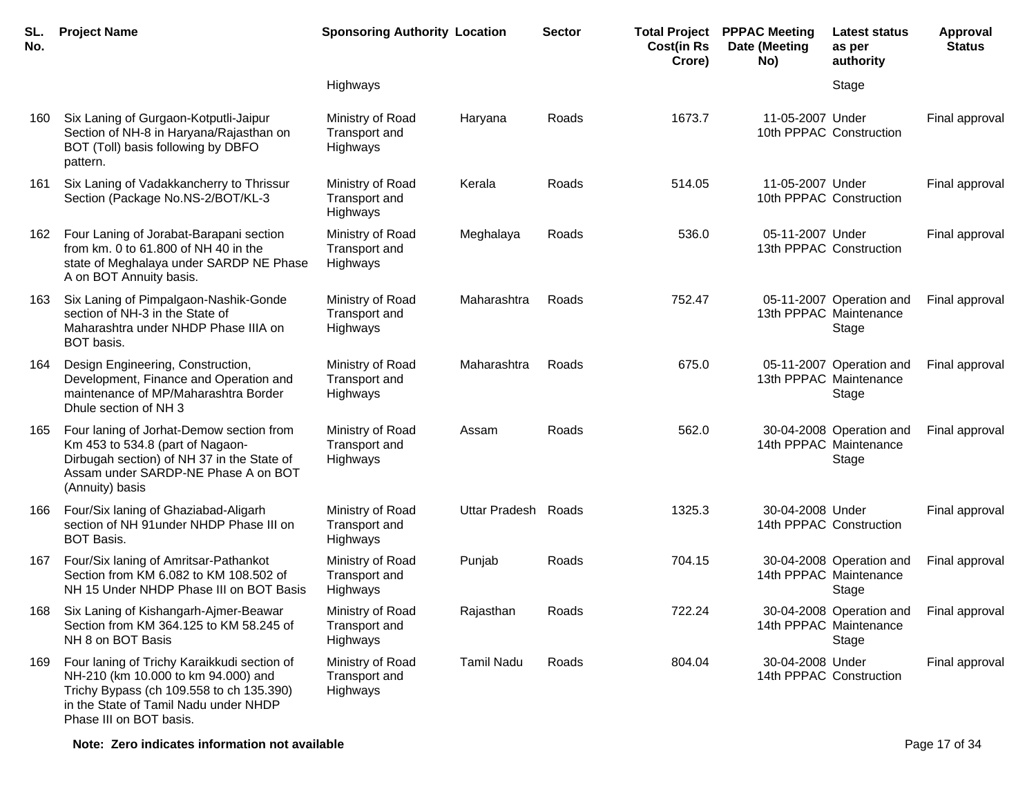| SL. No. | Project Name | Sponsoring Authority | Location | Sector | Total Project Cost(in Rs Crore) | PPPAC Meeting Date (Meeting No) | Latest status as per authority | Approval Status |
|---|---|---|---|---|---|---|---|---|
| | | Highways | | | | | Stage | |
| 160 | Six Laning of Gurgaon-Kotputli-Jaipur Section of NH-8 in Haryana/Rajasthan on BOT (Toll) basis following by DBFO pattern. | Ministry of Road Transport and Highways | Haryana | Roads | 1673.7 | 11-05-2007 10th PPPAC | Under Construction | Final approval |
| 161 | Six Laning of Vadakkancherry to Thrissur Section (Package No.NS-2/BOT/KL-3 | Ministry of Road Transport and Highways | Kerala | Roads | 514.05 | 11-05-2007 10th PPPAC | Under Construction | Final approval |
| 162 | Four Laning of Jorabat-Barapani section from km. 0 to 61.800 of NH 40 in the state of Meghalaya under SARDP NE Phase A on BOT Annuity basis. | Ministry of Road Transport and Highways | Meghalaya | Roads | 536.0 | 05-11-2007 13th PPPAC | Under Construction | Final approval |
| 163 | Six Laning of Pimpalgaon-Nashik-Gonde section of NH-3 in the State of Maharashtra under NHDP Phase IIIA on BOT basis. | Ministry of Road Transport and Highways | Maharashtra | Roads | 752.47 | 05-11-2007 13th PPPAC | Operation and Maintenance Stage | Final approval |
| 164 | Design Engineering, Construction, Development, Finance and Operation and maintenance of MP/Maharashtra Border Dhule section of NH 3 | Ministry of Road Transport and Highways | Maharashtra | Roads | 675.0 | 05-11-2007 13th PPPAC | Operation and Maintenance Stage | Final approval |
| 165 | Four laning of Jorhat-Demow section from Km 453 to 534.8 (part of Nagaon-Dirbugah section) of NH 37 in the State of Assam under SARDP-NE Phase A on BOT (Annuity) basis | Ministry of Road Transport and Highways | Assam | Roads | 562.0 | 30-04-2008 14th PPPAC | Operation and Maintenance Stage | Final approval |
| 166 | Four/Six laning of Ghaziabad-Aligarh section of NH 91under NHDP Phase III on BOT Basis. | Ministry of Road Transport and Highways | Uttar Pradesh | Roads | 1325.3 | 30-04-2008 14th PPPAC | Under Construction | Final approval |
| 167 | Four/Six laning of Amritsar-Pathankot Section from KM 6.082 to KM 108.502 of NH 15 Under NHDP Phase III on BOT Basis | Ministry of Road Transport and Highways | Punjab | Roads | 704.15 | 30-04-2008 14th PPPAC | Operation and Maintenance Stage | Final approval |
| 168 | Six Laning of Kishangarh-Ajmer-Beawar Section from KM 364.125 to KM 58.245 of NH 8 on BOT Basis | Ministry of Road Transport and Highways | Rajasthan | Roads | 722.24 | 30-04-2008 14th PPPAC | Operation and Maintenance Stage | Final approval |
| 169 | Four laning of Trichy Karaikkudi section of NH-210 (km 10.000 to km 94.000) and Trichy Bypass (ch 109.558 to ch 135.390) in the State of Tamil Nadu under NHDP Phase III on BOT basis. | Ministry of Road Transport and Highways | Tamil Nadu | Roads | 804.04 | 30-04-2008 14th PPPAC | Under Construction | Final approval |

**Note: Zero indicates information not available**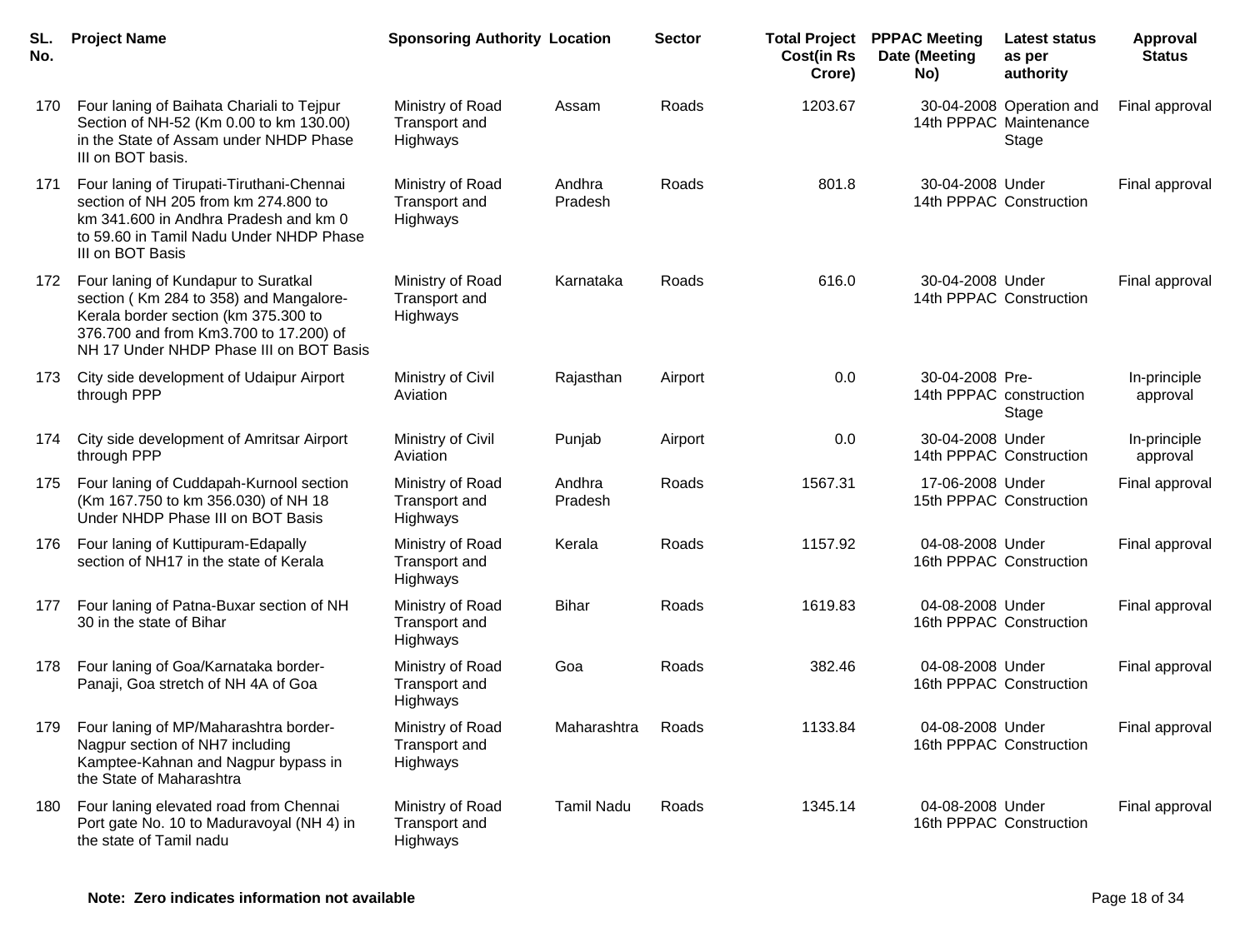| SL. No. | Project Name | Sponsoring Authority | Location | Sector | Total Project Cost(in Rs Crore) | PPPAC Meeting Date (Meeting No) | Latest status as per authority | Approval Status |
|---|---|---|---|---|---|---|---|---|
| 170 | Four laning of Baihata Chariali to Tejpur Section of NH-52 (Km 0.00 to km 130.00) in the State of Assam under NHDP Phase III on BOT basis. | Ministry of Road Transport and Highways | Assam | Roads | 1203.67 | 30-04-2008 14th PPPAC | Operation and Maintenance Stage | Final approval |
| 171 | Four laning of Tirupati-Tiruthani-Chennai section of NH 205 from km 274.800 to km 341.600 in Andhra Pradesh and km 0 to 59.60 in Tamil Nadu Under NHDP Phase III on BOT Basis | Ministry of Road Transport and Highways | Andhra Pradesh | Roads | 801.8 | 30-04-2008 14th PPPAC | Under Construction | Final approval |
| 172 | Four laning of Kundapur to Suratkal section ( Km 284 to 358) and Mangalore-Kerala border section (km 375.300 to 376.700 and from Km3.700 to 17.200) of NH 17 Under NHDP Phase III on BOT Basis | Ministry of Road Transport and Highways | Karnataka | Roads | 616.0 | 30-04-2008 14th PPPAC | Under Construction | Final approval |
| 173 | City side development of Udaipur Airport through PPP | Ministry of Civil Aviation | Rajasthan | Airport | 0.0 | 30-04-2008 14th PPPAC | Pre-construction Stage | In-principle approval |
| 174 | City side development of Amritsar Airport through PPP | Ministry of Civil Aviation | Punjab | Airport | 0.0 | 30-04-2008 14th PPPAC | Under Construction | In-principle approval |
| 175 | Four laning of Cuddapah-Kurnool section (Km 167.750 to km 356.030) of NH 18 Under NHDP Phase III on BOT Basis | Ministry of Road Transport and Highways | Andhra Pradesh | Roads | 1567.31 | 17-06-2008 15th PPPAC | Under Construction | Final approval |
| 176 | Four laning of Kuttipuram-Edapally section of NH17 in the state of Kerala | Ministry of Road Transport and Highways | Kerala | Roads | 1157.92 | 04-08-2008 16th PPPAC | Under Construction | Final approval |
| 177 | Four laning of Patna-Buxar section of NH 30 in the state of Bihar | Ministry of Road Transport and Highways | Bihar | Roads | 1619.83 | 04-08-2008 16th PPPAC | Under Construction | Final approval |
| 178 | Four laning of Goa/Karnataka border-Panaji, Goa stretch of NH 4A of Goa | Ministry of Road Transport and Highways | Goa | Roads | 382.46 | 04-08-2008 16th PPPAC | Under Construction | Final approval |
| 179 | Four laning of MP/Maharashtra border-Nagpur section of NH7 including Kamptee-Kahnan and Nagpur bypass in the State of Maharashtra | Ministry of Road Transport and Highways | Maharashtra | Roads | 1133.84 | 04-08-2008 16th PPPAC | Under Construction | Final approval |
| 180 | Four laning elevated road from Chennai Port gate No. 10 to Maduravoyal (NH 4) in the state of Tamil nadu | Ministry of Road Transport and Highways | Tamil Nadu | Roads | 1345.14 | 04-08-2008 16th PPPAC | Under Construction | Final approval |

**Note: Zero indicates information not available**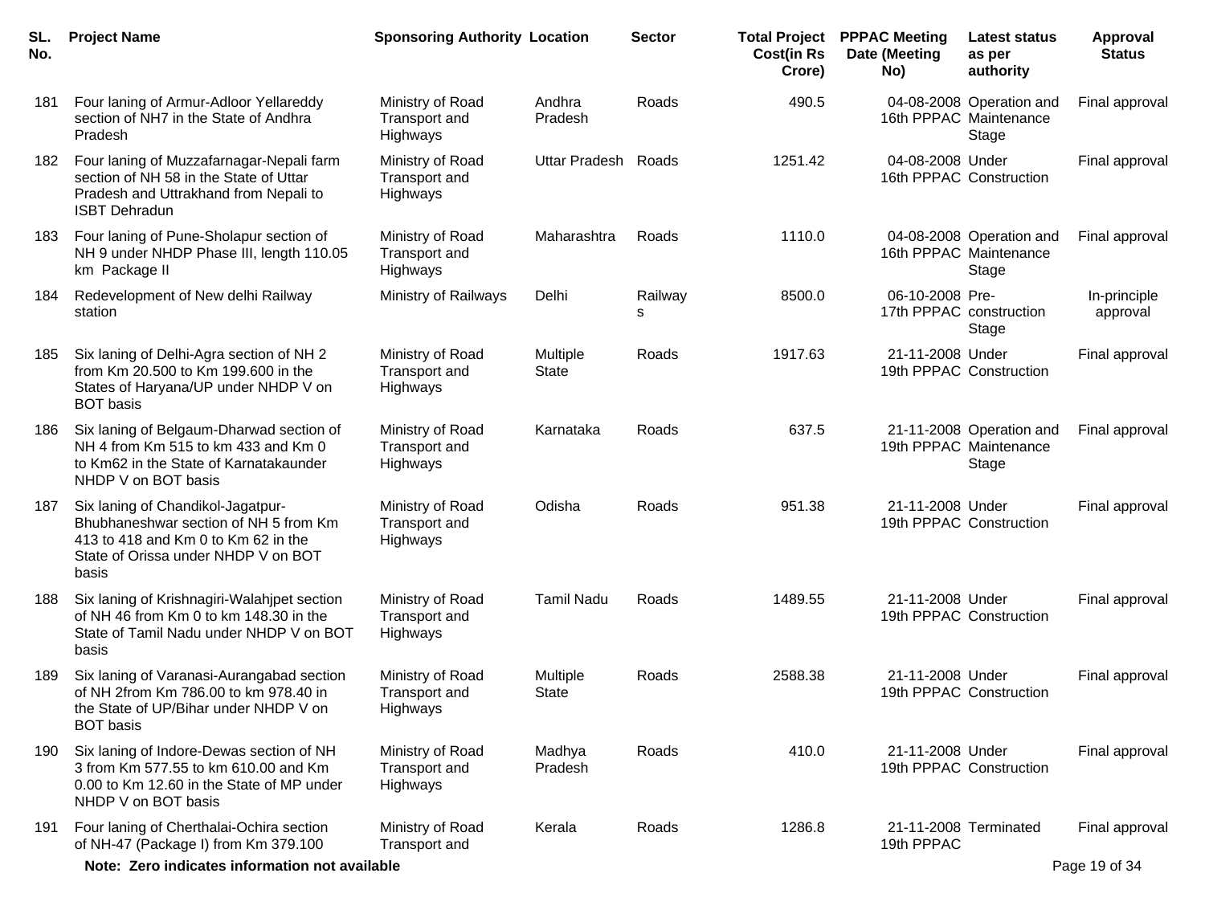| SL. No. | Project Name | Sponsoring Authority | Location | Sector | Total Project Cost(in Rs Crore) | PPPAC Meeting Date (Meeting No) | Latest status as per authority | Approval Status |
|---|---|---|---|---|---|---|---|---|
| 181 | Four laning of Armur-Adloor Yellareddy section of NH7 in the State of Andhra Pradesh | Ministry of Road Transport and Highways | Andhra Pradesh | Roads | 490.5 | 04-08-2008 16th PPPAC | Operation and Maintenance Stage | Final approval |
| 182 | Four laning of Muzzafarnagar-Nepali farm section of NH 58 in the State of Uttar Pradesh and Uttrakhand from Nepali to ISBT Dehradun | Ministry of Road Transport and Highways | Uttar Pradesh | Roads | 1251.42 | 04-08-2008 16th PPPAC | Under Construction | Final approval |
| 183 | Four laning of Pune-Sholapur section of NH 9 under NHDP Phase III, length 110.05 km Package II | Ministry of Road Transport and Highways | Maharashtra | Roads | 1110.0 | 04-08-2008 16th PPPAC | Operation and Maintenance Stage | Final approval |
| 184 | Redevelopment of New delhi Railway station | Ministry of Railways | Delhi | Railways | 8500.0 | 06-10-2008 17th PPPAC | Pre-construction Stage | In-principle approval |
| 185 | Six laning of Delhi-Agra section of NH 2 from Km 20.500 to Km 199.600 in the States of Haryana/UP under NHDP V on BOT basis | Ministry of Road Transport and Highways | Multiple State | Roads | 1917.63 | 21-11-2008 19th PPPAC | Under Construction | Final approval |
| 186 | Six laning of Belgaum-Dharwad section of NH 4 from Km 515 to km 433 and Km 0 to Km62 in the State of Karnatakaunder NHDP V on BOT basis | Ministry of Road Transport and Highways | Karnataka | Roads | 637.5 | 21-11-2008 19th PPPAC | Operation and Maintenance Stage | Final approval |
| 187 | Six laning of Chandikol-Jagatpur-Bhubhaneshwar section of NH 5 from Km 413 to 418 and Km 0 to Km 62 in the State of Orissa under NHDP V on BOT basis | Ministry of Road Transport and Highways | Odisha | Roads | 951.38 | 21-11-2008 19th PPPAC | Under Construction | Final approval |
| 188 | Six laning of Krishnagiri-Walahjpet section of NH 46 from Km 0 to km 148.30 in the State of Tamil Nadu under NHDP V on BOT basis | Ministry of Road Transport and Highways | Tamil Nadu | Roads | 1489.55 | 21-11-2008 19th PPPAC | Under Construction | Final approval |
| 189 | Six laning of Varanasi-Aurangabad section of NH 2from Km 786.00 to km 978.40 in the State of UP/Bihar under NHDP V on BOT basis | Ministry of Road Transport and Highways | Multiple State | Roads | 2588.38 | 21-11-2008 19th PPPAC | Under Construction | Final approval |
| 190 | Six laning of Indore-Dewas section of NH 3 from Km 577.55 to km 610.00 and Km 0.00 to Km 12.60 in the State of MP under NHDP V on BOT basis | Ministry of Road Transport and Highways | Madhya Pradesh | Roads | 410.0 | 21-11-2008 19th PPPAC | Under Construction | Final approval |
| 191 | Four laning of Cherthalai-Ochira section of NH-47 (Package I) from Km 379.100 | Ministry of Road Transport and | Kerala | Roads | 1286.8 | 21-11-2008 19th PPPAC | Terminated | Final approval |

**Note: Zero indicates information not available**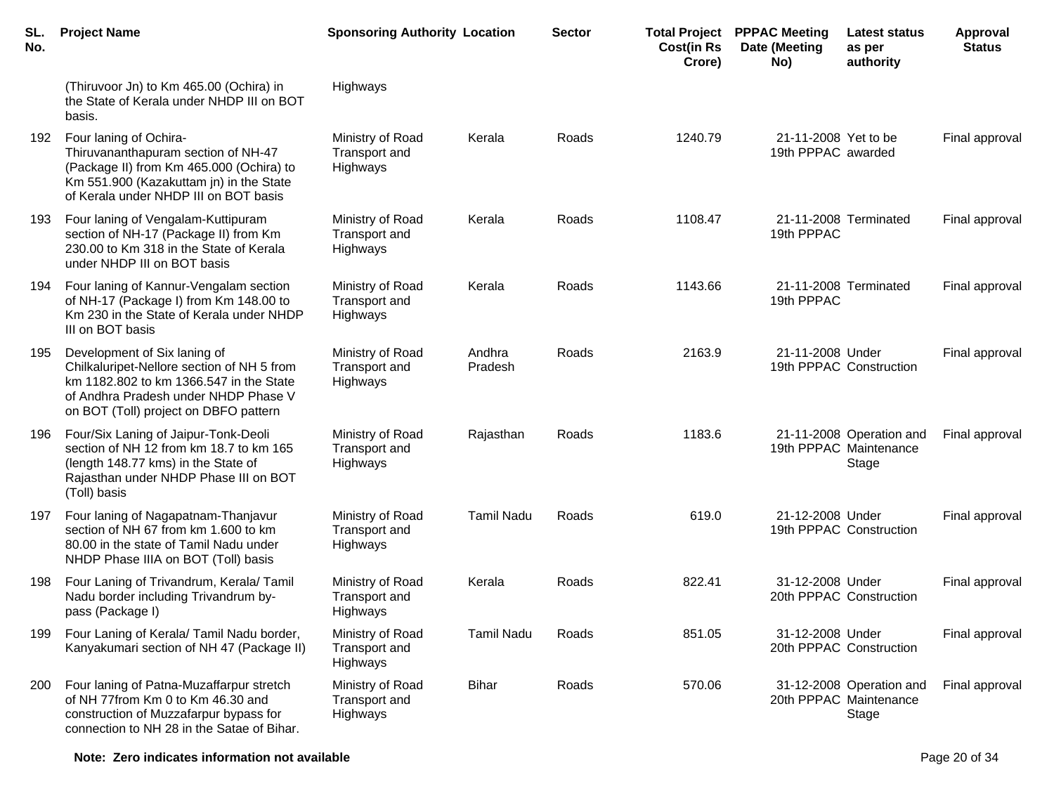| SL. No. | Project Name | Sponsoring Authority | Location | Sector | Total Project Cost(in Rs Crore) | PPPAC Meeting Date (Meeting No) | Latest status as per authority | Approval Status |
|---|---|---|---|---|---|---|---|---|
| | (Thiruvoor Jn) to Km 465.00 (Ochira) in the State of Kerala under NHDP III on BOT basis. | Highways | | | | | | |
| 192 | Four laning of Ochira-Thiruvananthapuram section of NH-47 (Package II) from Km 465.000 (Ochira) to Km 551.900 (Kazakuttam jn) in the State of Kerala under NHDP III on BOT basis | Ministry of Road Transport and Highways | Kerala | Roads | 1240.79 | 21-11-2008 19th PPPAC | Yet to be awarded | Final approval |
| 193 | Four laning of Vengalam-Kuttipuram section of NH-17 (Package II) from Km 230.00 to Km 318 in the State of Kerala under NHDP III on BOT basis | Ministry of Road Transport and Highways | Kerala | Roads | 1108.47 | 21-11-2008 19th PPPAC | Terminated | Final approval |
| 194 | Four laning of Kannur-Vengalam section of NH-17 (Package I) from Km 148.00 to Km 230 in the State of Kerala under NHDP III on BOT basis | Ministry of Road Transport and Highways | Kerala | Roads | 1143.66 | 21-11-2008 19th PPPAC | Terminated | Final approval |
| 195 | Development of Six laning of Chilkaluripet-Nellore section of NH 5 from km 1182.802 to km 1366.547 in the State of Andhra Pradesh under NHDP Phase V on BOT (Toll) project on DBFO pattern | Ministry of Road Transport and Highways | Andhra Pradesh | Roads | 2163.9 | 21-11-2008 19th PPPAC | Under Construction | Final approval |
| 196 | Four/Six Laning of Jaipur-Tonk-Deoli section of NH 12 from km 18.7 to km 165 (length 148.77 kms) in the State of Rajasthan under NHDP Phase III on BOT (Toll) basis | Ministry of Road Transport and Highways | Rajasthan | Roads | 1183.6 | 21-11-2008 19th PPPAC | Operation and Maintenance Stage | Final approval |
| 197 | Four laning of Nagapatnam-Thanjavur section of NH 67 from km 1.600 to km 80.00 in the state of Tamil Nadu under NHDP Phase IIIA on BOT (Toll) basis | Ministry of Road Transport and Highways | Tamil Nadu | Roads | 619.0 | 21-12-2008 19th PPPAC | Under Construction | Final approval |
| 198 | Four Laning of Trivandrum, Kerala/ Tamil Nadu border including Trivandrum by-pass (Package I) | Ministry of Road Transport and Highways | Kerala | Roads | 822.41 | 31-12-2008 20th PPPAC | Under Construction | Final approval |
| 199 | Four Laning of Kerala/ Tamil Nadu border, Kanyakumari section of NH 47 (Package II) | Ministry of Road Transport and Highways | Tamil Nadu | Roads | 851.05 | 31-12-2008 20th PPPAC | Under Construction | Final approval |
| 200 | Four laning of Patna-Muzaffarpur stretch of NH 77from Km 0 to Km 46.30 and construction of Muzzafarpur bypass for connection to NH 28 in the Satae of Bihar. | Ministry of Road Transport and Highways | Bihar | Roads | 570.06 | 31-12-2008 20th PPPAC | Operation and Maintenance Stage | Final approval |

**Note: Zero indicates information not available**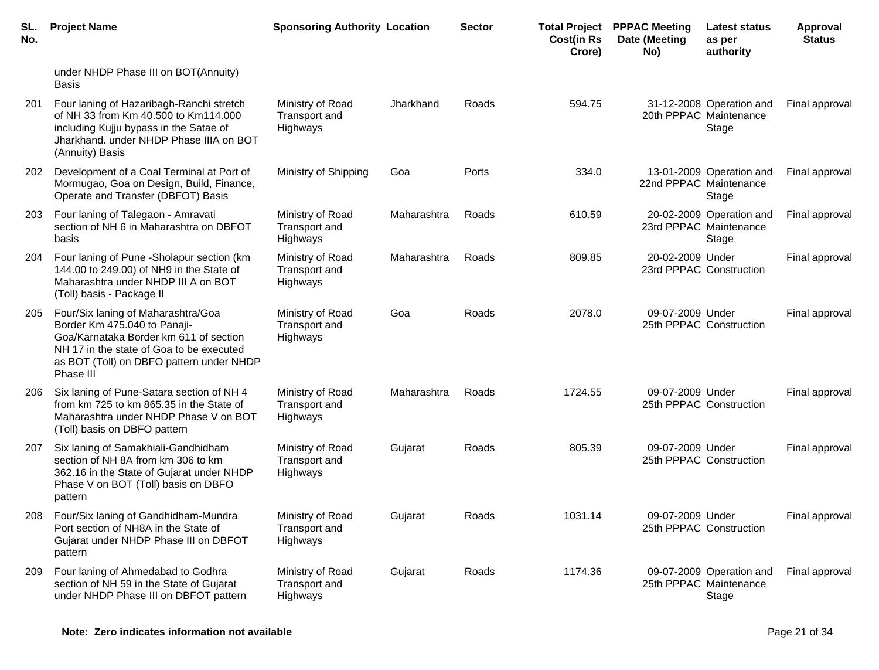| SL. No. | Project Name | Sponsoring Authority | Location | Sector | Total Project Cost(in Rs Crore) | PPPAC Meeting Date (Meeting No) | Latest status as per authority | Approval Status |
|---|---|---|---|---|---|---|---|---|
| | under NHDP Phase III on BOT(Annuity) Basis | | | | | | | |
| 201 | Four laning of Hazaribagh-Ranchi stretch of NH 33 from Km 40.500 to Km114.000 including Kujju bypass in the Satae of Jharkhand. under NHDP Phase IIIA on BOT (Annuity) Basis | Ministry of Road Transport and Highways | Jharkhand | Roads | 594.75 | 31-12-2008 20th PPPAC | Operation and Maintenance Stage | Final approval |
| 202 | Development of a Coal Terminal at Port of Mormugao, Goa on Design, Build, Finance, Operate and Transfer (DBFOT) Basis | Ministry of Shipping | Goa | Ports | 334.0 | 13-01-2009 22nd PPPAC | Operation and Maintenance Stage | Final approval |
| 203 | Four laning of Talegaon - Amravati section of NH 6 in Maharashtra on DBFOT basis | Ministry of Road Transport and Highways | Maharashtra | Roads | 610.59 | 20-02-2009 23rd PPPAC | Operation and Maintenance Stage | Final approval |
| 204 | Four laning of Pune -Sholapur section (km 144.00 to 249.00) of NH9 in the State of Maharashtra under NHDP Phase III A on BOT (Toll) basis - Package II | Ministry of Road Transport and Highways | Maharashtra | Roads | 809.85 | 20-02-2009 23rd PPPAC | Under Construction | Final approval |
| 205 | Four/Six laning of Maharashtra/Goa Border Km 475.040 to Panaji-Goa/Karnataka Border km 611 of section NH 17 in the state of Goa to be executed as BOT (Toll) on DBFO pattern under NHDP Phase III | Ministry of Road Transport and Highways | Goa | Roads | 2078.0 | 09-07-2009 25th PPPAC | Under Construction | Final approval |
| 206 | Six laning of Pune-Satara section of NH 4 from km 725 to km 865.35 in the State of Maharashtra under NHDP Phase V on BOT (Toll) basis on DBFO pattern | Ministry of Road Transport and Highways | Maharashtra | Roads | 1724.55 | 09-07-2009 25th PPPAC | Under Construction | Final approval |
| 207 | Six laning of Samakhiali-Gandhidham section of NH 8A from km 306 to km 362.16 in the State of Gujarat under NHDP Phase V on BOT (Toll) basis on DBFO pattern | Ministry of Road Transport and Highways | Gujarat | Roads | 805.39 | 09-07-2009 25th PPPAC | Under Construction | Final approval |
| 208 | Four/Six laning of Gandhidham-Mundra Port section of NH8A in the State of Gujarat under NHDP Phase III on DBFOT pattern | Ministry of Road Transport and Highways | Gujarat | Roads | 1031.14 | 09-07-2009 25th PPPAC | Under Construction | Final approval |
| 209 | Four laning of Ahmedabad to Godhra section of NH 59 in the State of Gujarat under NHDP Phase III on DBFOT pattern | Ministry of Road Transport and Highways | Gujarat | Roads | 1174.36 | 09-07-2009 25th PPPAC | Operation and Maintenance Stage | Final approval |

**Note: Zero indicates information not available**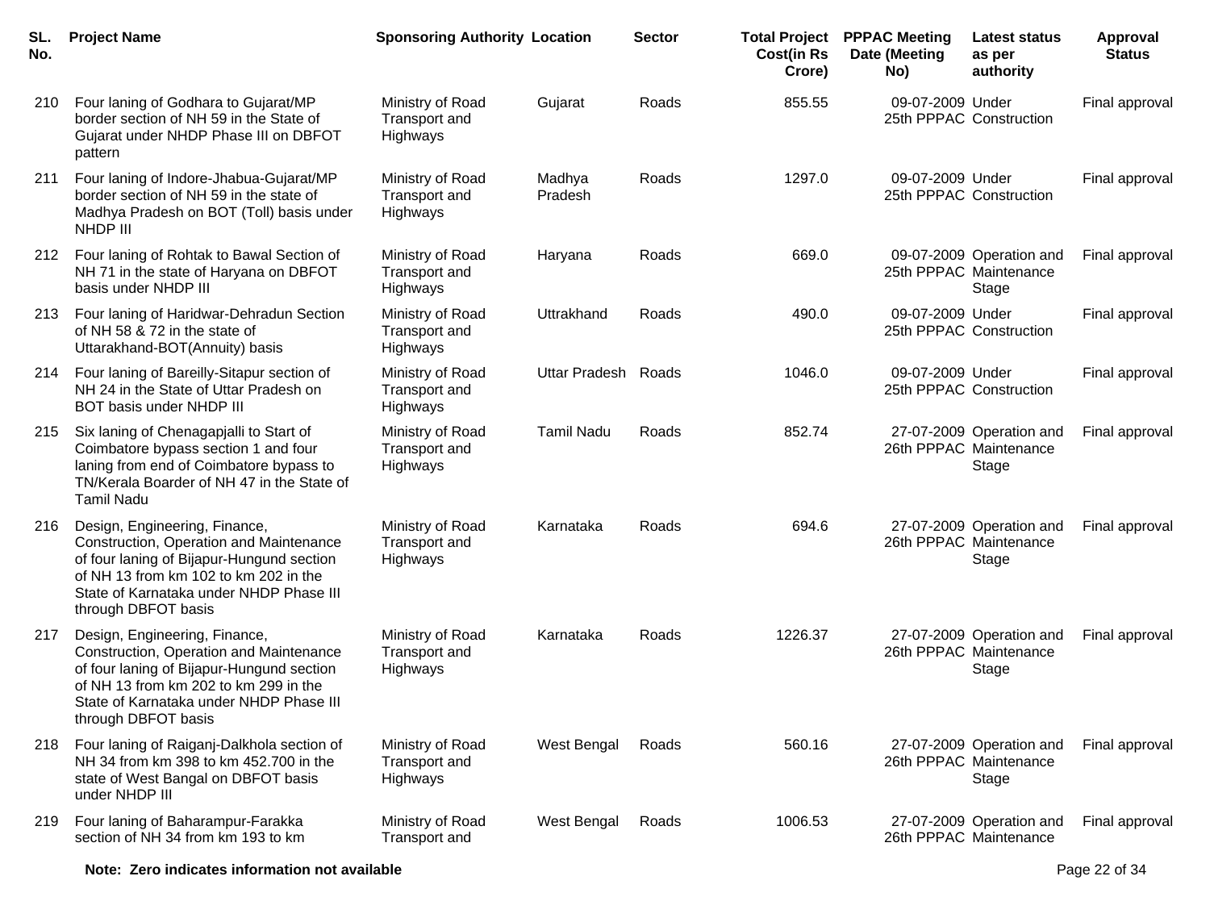| SL. No. | Project Name | Sponsoring Authority | Location | Sector | Total Project Cost(in Rs Crore) | PPPAC Meeting Date (Meeting No) | Latest status as per authority | Approval Status |
|---|---|---|---|---|---|---|---|---|
| 210 | Four laning of Godhara to Gujarat/MP border section of NH 59 in the State of Gujarat under NHDP Phase III on DBFOT pattern | Ministry of Road Transport and Highways | Gujarat | Roads | 855.55 | 09-07-2009 25th PPPAC | Under Construction | Final approval |
| 211 | Four laning of Indore-Jhabua-Gujarat/MP border section of NH 59 in the state of Madhya Pradesh on BOT (Toll) basis under NHDP III | Ministry of Road Transport and Highways | Madhya Pradesh | Roads | 1297.0 | 09-07-2009 25th PPPAC | Under Construction | Final approval |
| 212 | Four laning of Rohtak to Bawal Section of NH 71 in the state of Haryana on DBFOT basis under NHDP III | Ministry of Road Transport and Highways | Haryana | Roads | 669.0 | 09-07-2009 25th PPPAC | Operation and Maintenance Stage | Final approval |
| 213 | Four laning of Haridwar-Dehradun Section of NH 58 & 72 in the state of Uttarakhand-BOT(Annuity) basis | Ministry of Road Transport and Highways | Uttrakhand | Roads | 490.0 | 09-07-2009 25th PPPAC | Under Construction | Final approval |
| 214 | Four laning of Bareilly-Sitapur section of NH 24 in the State of Uttar Pradesh on BOT basis under NHDP III | Ministry of Road Transport and Highways | Uttar Pradesh | Roads | 1046.0 | 09-07-2009 25th PPPAC | Under Construction | Final approval |
| 215 | Six laning of Chenagapjalli to Start of Coimbatore bypass section 1 and four laning from end of Coimbatore bypass to TN/Kerala Boarder of NH 47 in the State of Tamil Nadu | Ministry of Road Transport and Highways | Tamil Nadu | Roads | 852.74 | 27-07-2009 26th PPPAC | Operation and Maintenance Stage | Final approval |
| 216 | Design, Engineering, Finance, Construction, Operation and Maintenance of four laning of Bijapur-Hungund section of NH 13 from km 102 to km 202 in the State of Karnataka under NHDP Phase III through DBFOT basis | Ministry of Road Transport and Highways | Karnataka | Roads | 694.6 | 27-07-2009 26th PPPAC | Operation and Maintenance Stage | Final approval |
| 217 | Design, Engineering, Finance, Construction, Operation and Maintenance of four laning of Bijapur-Hungund section of NH 13 from km 202 to km 299 in the State of Karnataka under NHDP Phase III through DBFOT basis | Ministry of Road Transport and Highways | Karnataka | Roads | 1226.37 | 27-07-2009 26th PPPAC | Operation and Maintenance Stage | Final approval |
| 218 | Four laning of Raiganj-Dalkhola section of NH 34 from km 398 to km 452.700 in the state of West Bangal on DBFOT basis under NHDP III | Ministry of Road Transport and Highways | West Bengal | Roads | 560.16 | 27-07-2009 26th PPPAC | Operation and Maintenance Stage | Final approval |
| 219 | Four laning of Baharampur-Farakka section of NH 34 from km 193 to km | Ministry of Road Transport and | West Bengal | Roads | 1006.53 | 27-07-2009 26th PPPAC | Operation and Maintenance | Final approval |

**Note: Zero indicates information not available**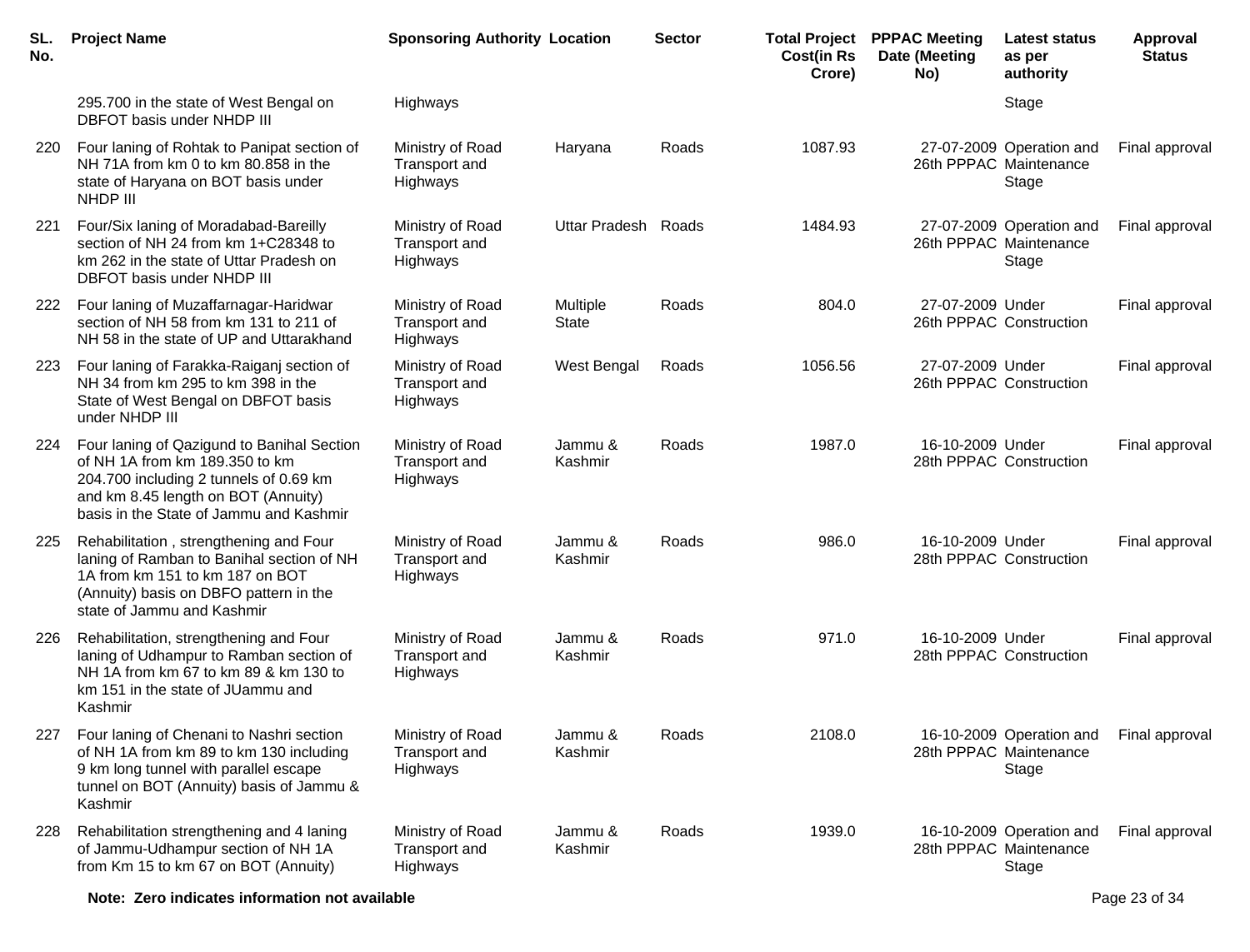| SL. No. | Project Name | Sponsoring Authority | Location | Sector | Total Project Cost(in Rs Crore) | PPPAC Meeting Date (Meeting No) | Latest status as per authority | Approval Status |
|---|---|---|---|---|---|---|---|---|
| | 295.700 in the state of West Bengal on DBFOT basis under NHDP III | Highways | | | | | Stage | |
| 220 | Four laning of Rohtak to Panipat section of NH 71A from km 0 to km 80.858 in the state of Haryana on BOT basis under NHDP III | Ministry of Road Transport and Highways | Haryana | Roads | 1087.93 | 27-07-2009 26th PPPAC | Operation and Maintenance Stage | Final approval |
| 221 | Four/Six laning of Moradabad-Bareilly section of NH 24 from km 1+C28348 to km 262 in the state of Uttar Pradesh on DBFOT basis under NHDP III | Ministry of Road Transport and Highways | Uttar Pradesh | Roads | 1484.93 | 27-07-2009 26th PPPAC | Operation and Maintenance Stage | Final approval |
| 222 | Four laning of Muzaffarnagar-Haridwar section of NH 58 from km 131 to 211 of NH 58 in the state of UP and Uttarakhand | Ministry of Road Transport and Highways | Multiple State | Roads | 804.0 | 27-07-2009 26th PPPAC | Under Construction | Final approval |
| 223 | Four laning of Farakka-Raiganj section of NH 34 from km 295 to km 398 in the State of West Bengal on DBFOT basis under NHDP III | Ministry of Road Transport and Highways | West Bengal | Roads | 1056.56 | 27-07-2009 26th PPPAC | Under Construction | Final approval |
| 224 | Four laning of Qazigund to Banihal Section of NH 1A from km 189.350 to km 204.700 including 2 tunnels of 0.69 km and km 8.45 length on BOT (Annuity) basis in the State of Jammu and Kashmir | Ministry of Road Transport and Highways | Jammu & Kashmir | Roads | 1987.0 | 16-10-2009 28th PPPAC | Under Construction | Final approval |
| 225 | Rehabilitation , strengthening and Four laning of Ramban to Banihal section of NH 1A from km 151 to km 187 on BOT (Annuity) basis on DBFO pattern in the state of Jammu and Kashmir | Ministry of Road Transport and Highways | Jammu & Kashmir | Roads | 986.0 | 16-10-2009 28th PPPAC | Under Construction | Final approval |
| 226 | Rehabilitation, strengthening and Four laning of Udhampur to Ramban section of NH 1A from km 67 to km 89 & km 130 to km 151 in the state of JUammu and Kashmir | Ministry of Road Transport and Highways | Jammu & Kashmir | Roads | 971.0 | 16-10-2009 28th PPPAC | Under Construction | Final approval |
| 227 | Four laning of Chenani to Nashri section of NH 1A from km 89 to km 130 including 9 km long tunnel with parallel escape tunnel on BOT (Annuity) basis of Jammu & Kashmir | Ministry of Road Transport and Highways | Jammu & Kashmir | Roads | 2108.0 | 16-10-2009 28th PPPAC | Operation and Maintenance Stage | Final approval |
| 228 | Rehabilitation strengthening and 4 laning of Jammu-Udhampur section of NH 1A from Km 15 to km 67 on BOT (Annuity) | Ministry of Road Transport and Highways | Jammu & Kashmir | Roads | 1939.0 | 16-10-2009 28th PPPAC | Operation and Maintenance Stage | Final approval |

**Note: Zero indicates information not available**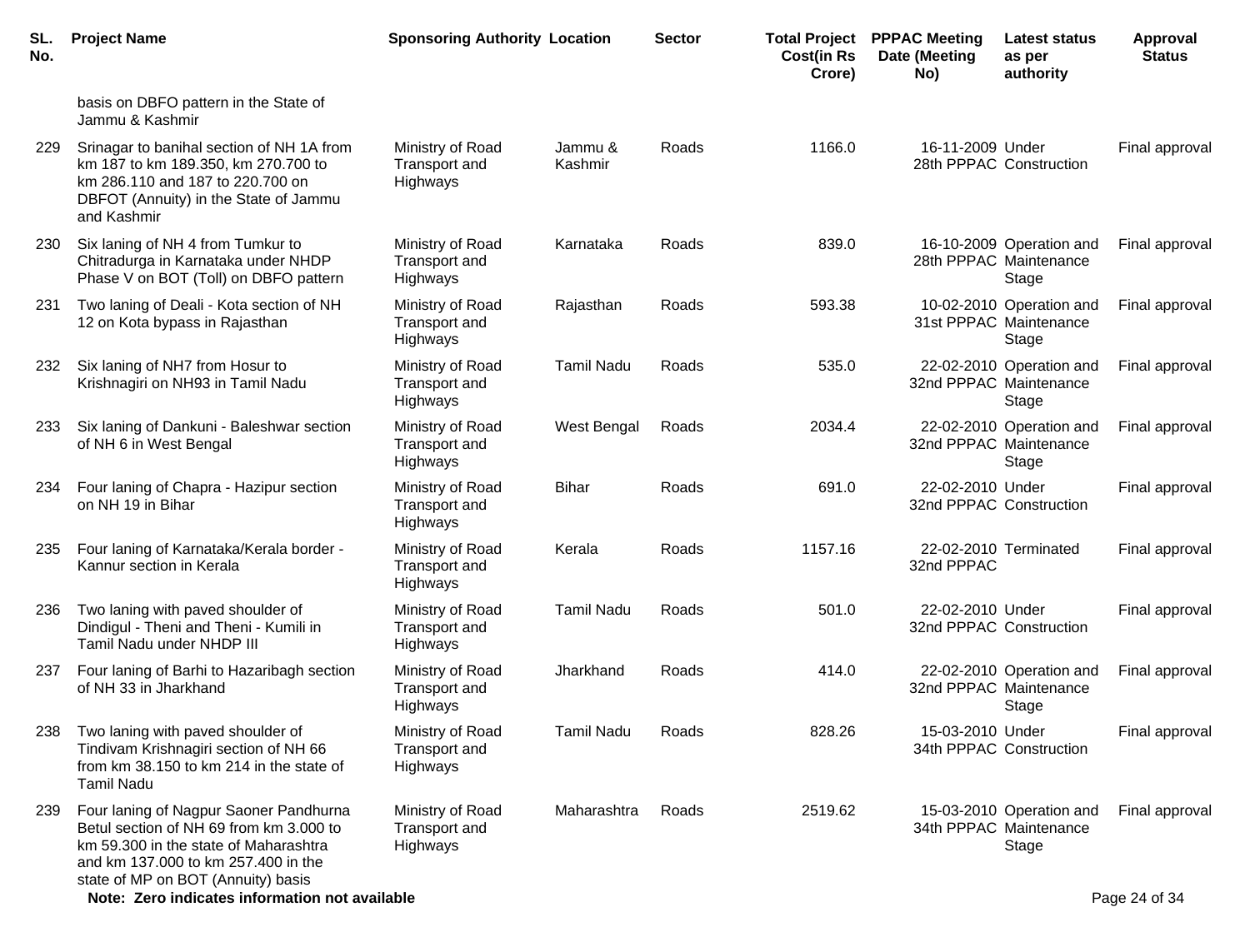| SL. No. | Project Name | Sponsoring Authority | Location | Sector | Total Project Cost(in Rs Crore) | PPPAC Meeting Date (Meeting No) | Latest status as per authority | Approval Status |
|---|---|---|---|---|---|---|---|---|
| | basis on DBFO pattern in the State of Jammu & Kashmir | | | | | | | |
| 229 | Srinagar to banihal section of NH 1A from km 187 to km 189.350, km 270.700 to km 286.110 and 187 to 220.700 on DBFOT (Annuity) in the State of Jammu and Kashmir | Ministry of Road Transport and Highways | Jammu & Kashmir | Roads | 1166.0 | 16-11-2009 28th PPPAC | Under Construction | Final approval |
| 230 | Six laning of NH 4 from Tumkur to Chitradurga in Karnataka under NHDP Phase V on BOT (Toll) on DBFO pattern | Ministry of Road Transport and Highways | Karnataka | Roads | 839.0 | 16-10-2009 28th PPPAC | Operation and Maintenance Stage | Final approval |
| 231 | Two laning of Deali - Kota section of NH 12 on Kota bypass in Rajasthan | Ministry of Road Transport and Highways | Rajasthan | Roads | 593.38 | 10-02-2010 31st PPPAC | Operation and Maintenance Stage | Final approval |
| 232 | Six laning of NH7 from Hosur to Krishnagiri on NH93 in Tamil Nadu | Ministry of Road Transport and Highways | Tamil Nadu | Roads | 535.0 | 22-02-2010 32nd PPPAC | Operation and Maintenance Stage | Final approval |
| 233 | Six laning of Dankuni - Baleshwar section of NH 6 in West Bengal | Ministry of Road Transport and Highways | West Bengal | Roads | 2034.4 | 22-02-2010 32nd PPPAC | Operation and Maintenance Stage | Final approval |
| 234 | Four laning of Chapra - Hazipur section on NH 19 in Bihar | Ministry of Road Transport and Highways | Bihar | Roads | 691.0 | 22-02-2010 32nd PPPAC | Under Construction | Final approval |
| 235 | Four laning of Karnataka/Kerala border - Kannur section in Kerala | Ministry of Road Transport and Highways | Kerala | Roads | 1157.16 | 22-02-2010 32nd PPPAC | Terminated | Final approval |
| 236 | Two laning with paved shoulder of Dindigul - Theni and Theni - Kumili in Tamil Nadu under NHDP III | Ministry of Road Transport and Highways | Tamil Nadu | Roads | 501.0 | 22-02-2010 32nd PPPAC | Under Construction | Final approval |
| 237 | Four laning of Barhi to Hazaribagh section of NH 33 in Jharkhand | Ministry of Road Transport and Highways | Jharkhand | Roads | 414.0 | 22-02-2010 32nd PPPAC | Operation and Maintenance Stage | Final approval |
| 238 | Two laning with paved shoulder of Tindivam Krishnagiri section of NH 66 from km 38.150 to km 214 in the state of Tamil Nadu | Ministry of Road Transport and Highways | Tamil Nadu | Roads | 828.26 | 15-03-2010 34th PPPAC | Under Construction | Final approval |
| 239 | Four laning of Nagpur Saoner Pandhurna Betul section of NH 69 from km 3.000 to km 59.300 in the state of Maharashtra and km 137.000 to km 257.400 in the state of MP on BOT (Annuity) basis | Ministry of Road Transport and Highways | Maharashtra | Roads | 2519.62 | 15-03-2010 34th PPPAC | Operation and Maintenance Stage | Final approval |

**Note: Zero indicates information not available**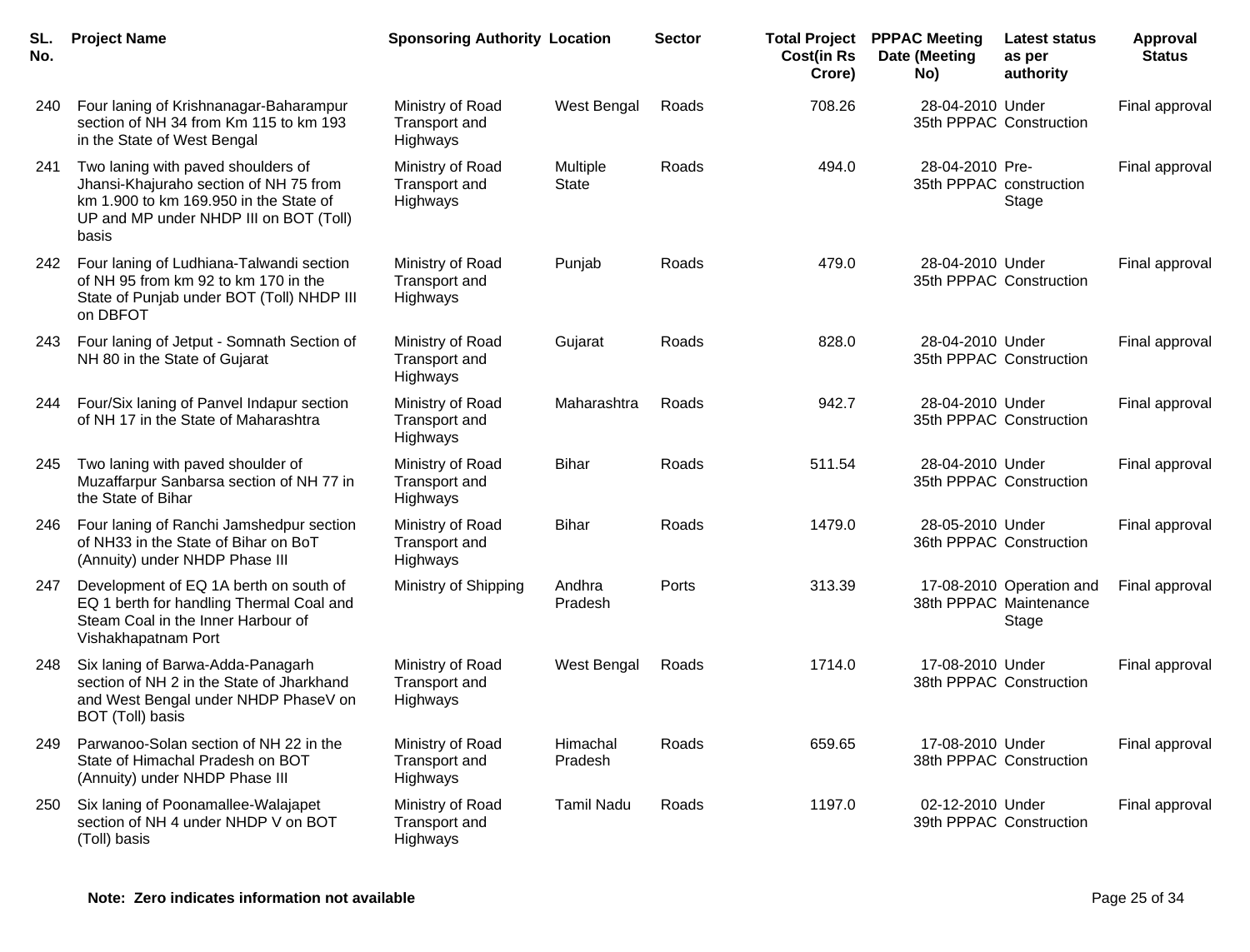| SL. No. | Project Name | Sponsoring Authority | Location | Sector | Total Project Cost(in Rs Crore) | PPPAC Meeting Date (Meeting No) | Latest status as per authority | Approval Status |
|---|---|---|---|---|---|---|---|---|
| 240 | Four laning of Krishnanagar-Baharampur section of NH 34 from Km 115 to km 193 in the State of West Bengal | Ministry of Road Transport and Highways | West Bengal | Roads | 708.26 | 28-04-2010 35th PPPAC | Under Construction | Final approval |
| 241 | Two laning with paved shoulders of Jhansi-Khajuraho section of NH 75 from km 1.900 to km 169.950 in the State of UP and MP under NHDP III on BOT (Toll) basis | Ministry of Road Transport and Highways | Multiple State | Roads | 494.0 | 28-04-2010 35th PPPAC | Pre-construction Stage | Final approval |
| 242 | Four laning of Ludhiana-Talwandi section of NH 95 from km 92 to km 170 in the State of Punjab under BOT (Toll) NHDP III on DBFOT | Ministry of Road Transport and Highways | Punjab | Roads | 479.0 | 28-04-2010 35th PPPAC | Under Construction | Final approval |
| 243 | Four laning of Jetput - Somnath Section of NH 80 in the State of Gujarat | Ministry of Road Transport and Highways | Gujarat | Roads | 828.0 | 28-04-2010 35th PPPAC | Under Construction | Final approval |
| 244 | Four/Six laning of Panvel Indapur section of NH 17 in the State of Maharashtra | Ministry of Road Transport and Highways | Maharashtra | Roads | 942.7 | 28-04-2010 35th PPPAC | Under Construction | Final approval |
| 245 | Two laning with paved shoulder of Muzaffarpur Sanbarsa section of NH 77 in the State of Bihar | Ministry of Road Transport and Highways | Bihar | Roads | 511.54 | 28-04-2010 35th PPPAC | Under Construction | Final approval |
| 246 | Four laning of Ranchi Jamshedpur section of NH33 in the State of Bihar on BoT (Annuity) under NHDP Phase III | Ministry of Road Transport and Highways | Bihar | Roads | 1479.0 | 28-05-2010 36th PPPAC | Under Construction | Final approval |
| 247 | Development of EQ 1A berth on south of EQ 1 berth for handling Thermal Coal and Steam Coal in the Inner Harbour of Vishakhapatnam Port | Ministry of Shipping | Andhra Pradesh | Ports | 313.39 | 17-08-2010 38th PPPAC | Operation and Maintenance Stage | Final approval |
| 248 | Six laning of Barwa-Adda-Panagarh section of NH 2 in the State of Jharkhand and West Bengal under NHDP PhaseV on BOT (Toll) basis | Ministry of Road Transport and Highways | West Bengal | Roads | 1714.0 | 17-08-2010 38th PPPAC | Under Construction | Final approval |
| 249 | Parwanoo-Solan section of NH 22 in the State of Himachal Pradesh on BOT (Annuity) under NHDP Phase III | Ministry of Road Transport and Highways | Himachal Pradesh | Roads | 659.65 | 17-08-2010 38th PPPAC | Under Construction | Final approval |
| 250 | Six laning of Poonamallee-Walajapet section of NH 4 under NHDP V on BOT (Toll) basis | Ministry of Road Transport and Highways | Tamil Nadu | Roads | 1197.0 | 02-12-2010 39th PPPAC | Under Construction | Final approval |

**Note: Zero indicates information not available**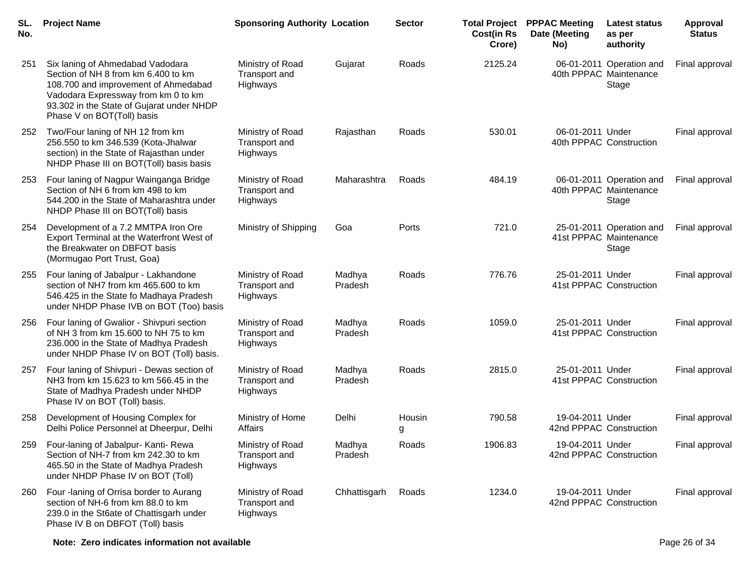| SL. No. | Project Name | Sponsoring Authority | Location | Sector | Total Project Cost(in Rs Crore) | PPPAC Meeting Date (Meeting No) | Latest status as per authority | Approval Status |
|---|---|---|---|---|---|---|---|---|
| 251 | Six laning of Ahmedabad Vadodara Section of NH 8 from km 6.400 to km 108.700 and improvement of Ahmedabad Vadodara Expressway from km 0 to km 93.302 in the State of Gujarat under NHDP Phase V on BOT(Toll) basis | Ministry of Road Transport and Highways | Gujarat | Roads | 2125.24 | 06-01-2011 40th PPPAC | Operation and Maintenance Stage | Final approval |
| 252 | Two/Four laning of NH 12 from km 256.550 to km 346.539 (Kota-Jhalwar section) in the State of Rajasthan under NHDP Phase III on BOT(Toll) basis basis | Ministry of Road Transport and Highways | Rajasthan | Roads | 530.01 | 06-01-2011 40th PPPAC | Under Construction | Final approval |
| 253 | Four laning of Nagpur Wainganga Bridge Section of NH 6 from km 498 to km 544.200 in the State of Maharashtra under NHDP Phase III on BOT(Toll) basis | Ministry of Road Transport and Highways | Maharashtra | Roads | 484.19 | 06-01-2011 40th PPPAC | Operation and Maintenance Stage | Final approval |
| 254 | Development of a 7.2 MMTPA Iron Ore Export Terminal at the Waterfront West of the Breakwater on DBFOT basis (Mormugao Port Trust, Goa) | Ministry of Shipping | Goa | Ports | 721.0 | 25-01-2011 41st PPPAC | Operation and Maintenance Stage | Final approval |
| 255 | Four laning of Jabalpur - Lakhandone section of NH7 from km 465.600 to km 546.425 in the State fo Madhaya Pradesh under NHDP Phase IVB on BOT (Too) basis | Ministry of Road Transport and Highways | Madhya Pradesh | Roads | 776.76 | 25-01-2011 41st PPPAC | Under Construction | Final approval |
| 256 | Four laning of Gwalior - Shivpuri section of NH 3 from km 15.600 to NH 75 to km 236.000 in the State of Madhya Pradesh under NHDP Phase IV on BOT (Toll) basis. | Ministry of Road Transport and Highways | Madhya Pradesh | Roads | 1059.0 | 25-01-2011 41st PPPAC | Under Construction | Final approval |
| 257 | Four laning of Shivpuri - Dewas section of NH3 from km 15.623 to km 566.45 in the State of Madhya Pradesh under NHDP Phase IV on BOT (Toll) basis. | Ministry of Road Transport and Highways | Madhya Pradesh | Roads | 2815.0 | 25-01-2011 41st PPPAC | Under Construction | Final approval |
| 258 | Development of Housing Complex for Delhi Police Personnel at Dheerpur, Delhi | Ministry of Home Affairs | Delhi | Housing | 790.58 | 19-04-2011 42nd PPPAC | Under Construction | Final approval |
| 259 | Four-laning of Jabalpur- Kanti- Rewa Section of NH-7 from km 242.30 to km 465.50 in the State of Madhya Pradesh under NHDP Phase IV on BOT (Toll) | Ministry of Road Transport and Highways | Madhya Pradesh | Roads | 1906.83 | 19-04-2011 42nd PPPAC | Under Construction | Final approval |
| 260 | Four -laning of Orrisa border to Aurang section of NH-6 from km 88.0 to km 239.0 in the St6ate of Chattisgarh under Phase IV B on DBFOT (Toll) basis | Ministry of Road Transport and Highways | Chhattisgarh | Roads | 1234.0 | 19-04-2011 42nd PPPAC | Under Construction | Final approval |

**Note: Zero indicates information not available**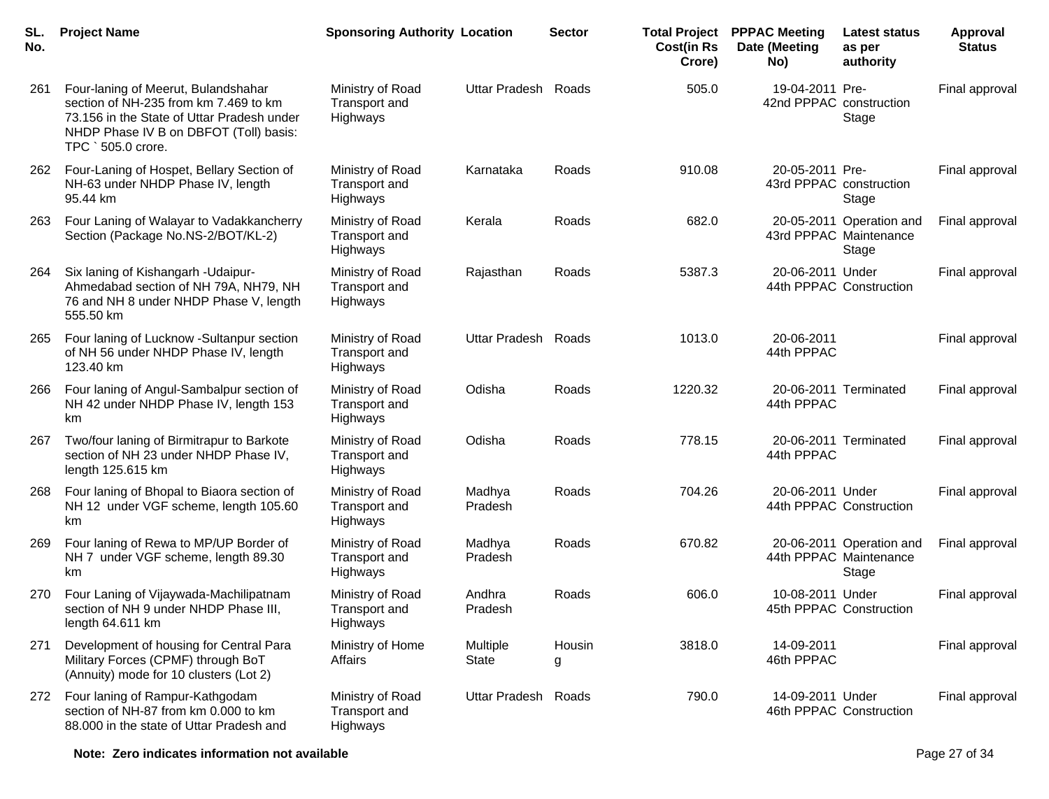| SL. No. | Project Name | Sponsoring Authority | Location | Sector | Total Project Cost(in Rs Crore) | PPPAC Meeting Date (Meeting No) | Latest status as per authority | Approval Status |
|---|---|---|---|---|---|---|---|---|
| 261 | Four-laning of Meerut, Bulandshahar section of NH-235 from km 7.469 to km 73.156 in the State of Uttar Pradesh under NHDP Phase IV B on DBFOT (Toll) basis: TPC ` 505.0 crore. | Ministry of Road Transport and Highways | Uttar Pradesh | Roads | 505.0 | 19-04-2011 42nd PPPAC | Pre-construction Stage | Final approval |
| 262 | Four-Laning of Hospet, Bellary Section of NH-63 under NHDP Phase IV, length 95.44 km | Ministry of Road Transport and Highways | Karnataka | Roads | 910.08 | 20-05-2011 43rd PPPAC | Pre-construction Stage | Final approval |
| 263 | Four Laning of Walayar to Vadakkancherry Section (Package No.NS-2/BOT/KL-2) | Ministry of Road Transport and Highways | Kerala | Roads | 682.0 | 20-05-2011 43rd PPPAC | Operation and Maintenance Stage | Final approval |
| 264 | Six laning of Kishangarh -Udaipur-Ahmedabad section of NH 79A, NH79, NH 76 and NH 8 under NHDP Phase V, length 555.50 km | Ministry of Road Transport and Highways | Rajasthan | Roads | 5387.3 | 20-06-2011 44th PPPAC | Under Construction | Final approval |
| 265 | Four laning of Lucknow -Sultanpur section of NH 56 under NHDP Phase IV, length 123.40 km | Ministry of Road Transport and Highways | Uttar Pradesh | Roads | 1013.0 | 20-06-2011 44th PPPAC | | Final approval |
| 266 | Four laning of Angul-Sambalpur section of NH 42 under NHDP Phase IV, length 153 km | Ministry of Road Transport and Highways | Odisha | Roads | 1220.32 | 20-06-2011 44th PPPAC | Terminated | Final approval |
| 267 | Two/four laning of Birmitrapur to Barkote section of NH 23 under NHDP Phase IV, length 125.615 km | Ministry of Road Transport and Highways | Odisha | Roads | 778.15 | 20-06-2011 44th PPPAC | Terminated | Final approval |
| 268 | Four laning of Bhopal to Biaora section of NH 12 under VGF scheme, length 105.60 km | Ministry of Road Transport and Highways | Madhya Pradesh | Roads | 704.26 | 20-06-2011 44th PPPAC | Under Construction | Final approval |
| 269 | Four laning of Rewa to MP/UP Border of NH 7 under VGF scheme, length 89.30 km | Ministry of Road Transport and Highways | Madhya Pradesh | Roads | 670.82 | 20-06-2011 44th PPPAC | Operation and Maintenance Stage | Final approval |
| 270 | Four Laning of Vijaywada-Machilipatnam section of NH 9 under NHDP Phase III, length 64.611 km | Ministry of Road Transport and Highways | Andhra Pradesh | Roads | 606.0 | 10-08-2011 45th PPPAC | Under Construction | Final approval |
| 271 | Development of housing for Central Para Military Forces (CPMF) through BoT (Annuity) mode for 10 clusters (Lot 2) | Ministry of Home Affairs | Multiple State | Housing | 3818.0 | 14-09-2011 46th PPPAC | | Final approval |
| 272 | Four laning of Rampur-Kathgodam section of NH-87 from km 0.000 to km 88.000 in the state of Uttar Pradesh and | Ministry of Road Transport and Highways | Uttar Pradesh | Roads | 790.0 | 14-09-2011 46th PPPAC | Under Construction | Final approval |

**Note: Zero indicates information not available**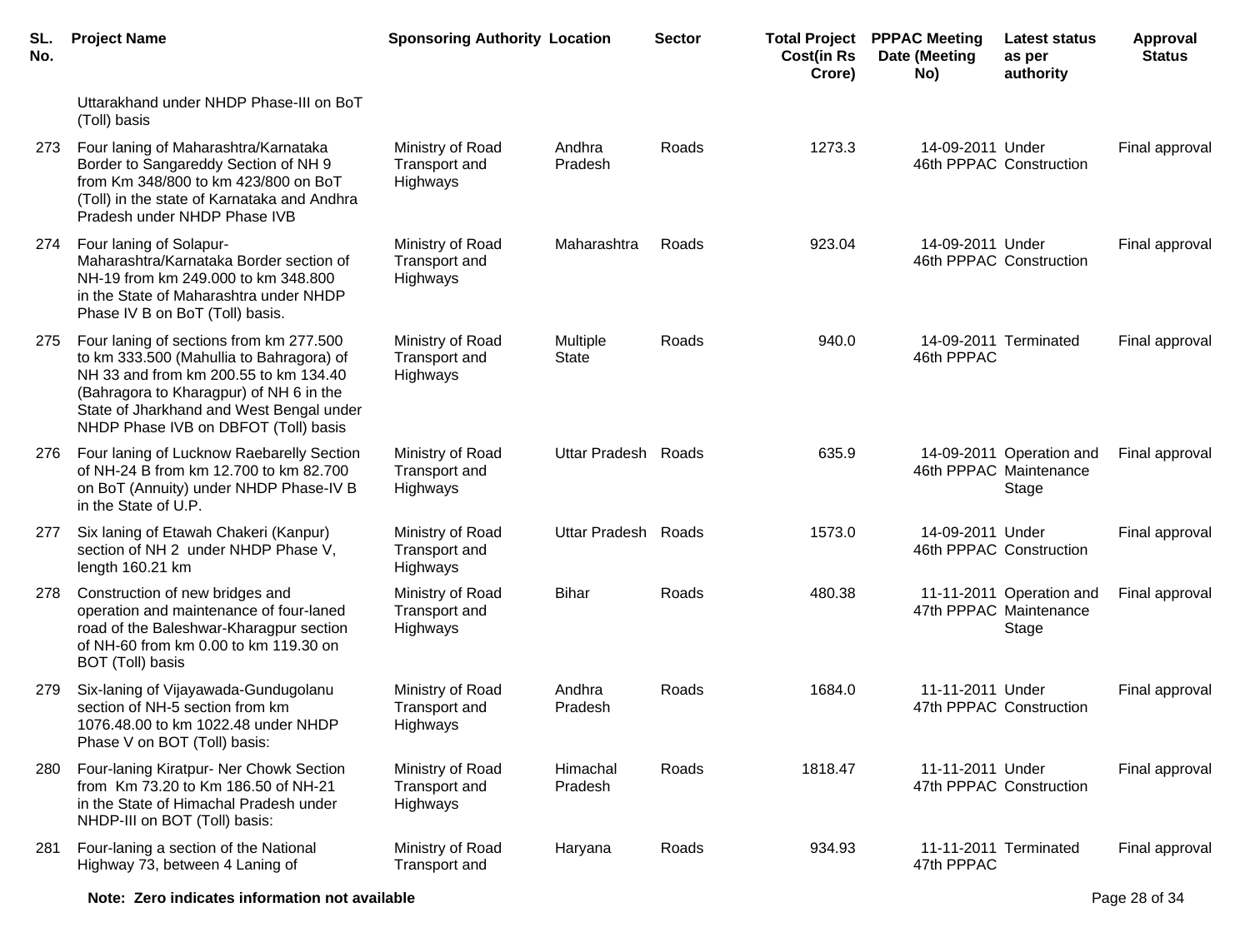| SL. No. | Project Name | Sponsoring Authority | Location | Sector | Total Project Cost(in Rs Crore) | PPPAC Meeting Date (Meeting No) | Latest status as per authority | Approval Status |
|---|---|---|---|---|---|---|---|---|
| | Uttarakhand under NHDP Phase-III on BoT (Toll) basis | | | | | | | |
| 273 | Four laning of Maharashtra/Karnataka Border to Sangareddy Section of NH 9 from Km 348/800 to km 423/800 on BoT (Toll) in the state of Karnataka and Andhra Pradesh under NHDP Phase IVB | Ministry of Road Transport and Highways | Andhra Pradesh | Roads | 1273.3 | 14-09-2011 46th PPPAC | Under Construction | Final approval |
| 274 | Four laning of Solapur-Maharashtra/Karnataka Border section of NH-19 from km 249.000 to km 348.800 in the State of Maharashtra under NHDP Phase IV B on BoT (Toll) basis. | Ministry of Road Transport and Highways | Maharashtra | Roads | 923.04 | 14-09-2011 46th PPPAC | Under Construction | Final approval |
| 275 | Four laning of sections from km 277.500 to km 333.500 (Mahullia to Bahragora) of NH 33 and from km 200.55 to km 134.40 (Bahragora to Kharagpur) of NH 6 in the State of Jharkhand and West Bengal under NHDP Phase IVB on DBFOT (Toll) basis | Ministry of Road Transport and Highways | Multiple State | Roads | 940.0 | 14-09-2011 46th PPPAC | Terminated | Final approval |
| 276 | Four laning of Lucknow Raebarelly Section of NH-24 B from km 12.700 to km 82.700 on BoT (Annuity) under NHDP Phase-IV B in the State of U.P. | Ministry of Road Transport and Highways | Uttar Pradesh | Roads | 635.9 | 14-09-2011 46th PPPAC | Operation and Maintenance Stage | Final approval |
| 277 | Six laning of Etawah Chakeri (Kanpur) section of NH 2 under NHDP Phase V, length 160.21 km | Ministry of Road Transport and Highways | Uttar Pradesh | Roads | 1573.0 | 14-09-2011 46th PPPAC | Under Construction | Final approval |
| 278 | Construction of new bridges and operation and maintenance of four-laned road of the Baleshwar-Kharagpur section of NH-60 from km 0.00 to km 119.30 on BOT (Toll) basis | Ministry of Road Transport and Highways | Bihar | Roads | 480.38 | 11-11-2011 47th PPPAC | Operation and Maintenance Stage | Final approval |
| 279 | Six-laning of Vijayawada-Gundugolanu section of NH-5 section from km 1076.48.00 to km 1022.48 under NHDP Phase V on BOT (Toll) basis: | Ministry of Road Transport and Highways | Andhra Pradesh | Roads | 1684.0 | 11-11-2011 47th PPPAC | Under Construction | Final approval |
| 280 | Four-laning Kiratpur- Ner Chowk Section from Km 73.20 to Km 186.50 of NH-21 in the State of Himachal Pradesh under NHDP-III on BOT (Toll) basis: | Ministry of Road Transport and Highways | Himachal Pradesh | Roads | 1818.47 | 11-11-2011 47th PPPAC | Under Construction | Final approval |
| 281 | Four-laning a section of the National Highway 73, between 4 Laning of | Ministry of Road Transport and | Haryana | Roads | 934.93 | 11-11-2011 47th PPPAC | Terminated | Final approval |

**Note: Zero indicates information not available**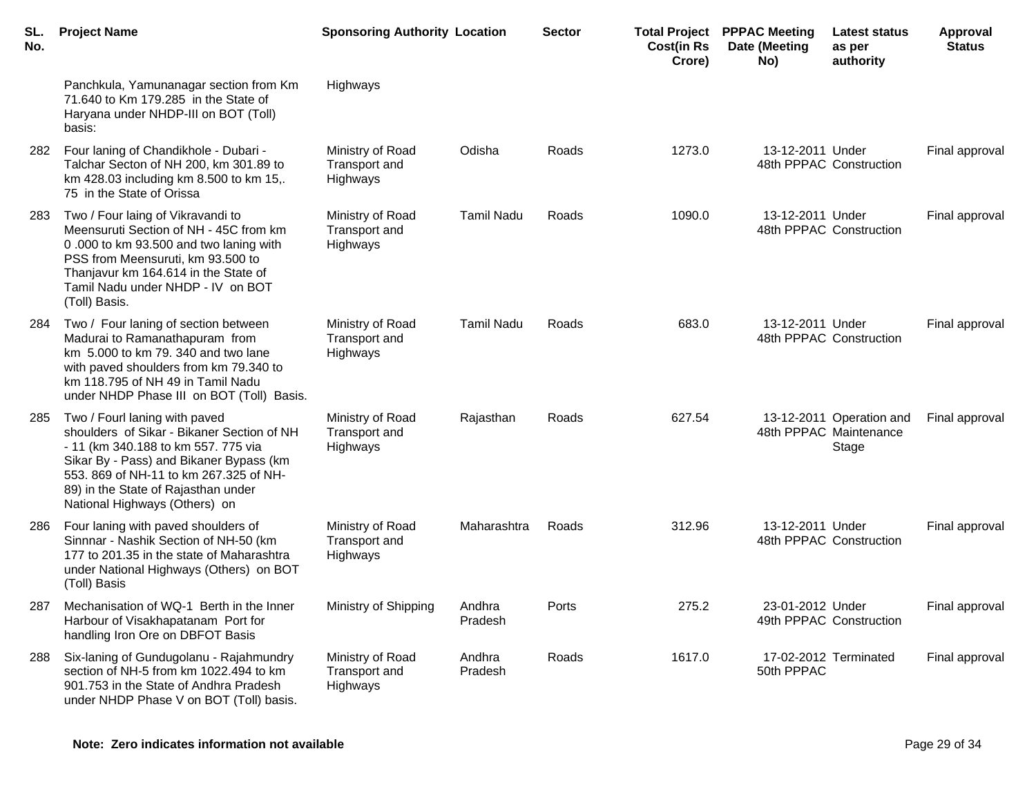| SL. No. | Project Name | Sponsoring Authority | Location | Sector | Total Project Cost(in Rs Crore) | PPPAC Meeting Date (Meeting No) | Latest status as per authority | Approval Status |
|---|---|---|---|---|---|---|---|---|
| | Panchkula, Yamunanagar section from Km 71.640 to Km 179.285 in the State of Haryana under NHDP-III on BOT (Toll) basis: | Highways | | | | | | |
| 282 | Four laning of Chandikhole - Dubari - Talchar Secton of NH 200, km 301.89 to km 428.03 including km 8.500 to km 15,. 75 in the State of Orissa | Ministry of Road Transport and Highways | Odisha | Roads | 1273.0 | 13-12-2011 48th PPPAC | Under Construction | Final approval |
| 283 | Two / Four laing of Vikravandi to Meensuruti Section of NH - 45C from km 0 .000 to km 93.500 and two laning with PSS from Meensuruti, km 93.500 to Thanjavur km 164.614 in the State of Tamil Nadu under NHDP - IV on BOT (Toll) Basis. | Ministry of Road Transport and Highways | Tamil Nadu | Roads | 1090.0 | 13-12-2011 48th PPPAC | Under Construction | Final approval |
| 284 | Two / Four laning of section between Madurai to Ramanathapuram from km 5.000 to km 79. 340 and two lane with paved shoulders from km 79.340 to km 118.795 of NH 49 in Tamil Nadu under NHDP Phase III on BOT (Toll) Basis. | Ministry of Road Transport and Highways | Tamil Nadu | Roads | 683.0 | 13-12-2011 48th PPPAC | Under Construction | Final approval |
| 285 | Two / Fourl laning with paved shoulders of Sikar - Bikaner Section of NH - 11 (km 340.188 to km 557. 775 via Sikar By - Pass) and Bikaner Bypass (km 553. 869 of NH-11 to km 267.325 of NH-89) in the State of Rajasthan under National Highways (Others) on | Ministry of Road Transport and Highways | Rajasthan | Roads | 627.54 | 13-12-2011 48th PPPAC | Operation and Maintenance Stage | Final approval |
| 286 | Four laning with paved shoulders of Sinnnar - Nashik Section of NH-50 (km 177 to 201.35 in the state of Maharashtra under National Highways (Others) on BOT (Toll) Basis | Ministry of Road Transport and Highways | Maharashtra | Roads | 312.96 | 13-12-2011 48th PPPAC | Under Construction | Final approval |
| 287 | Mechanisation of WQ-1 Berth in the Inner Harbour of Visakhapatanam Port for handling Iron Ore on DBFOT Basis | Ministry of Shipping | Andhra Pradesh | Ports | 275.2 | 23-01-2012 49th PPPAC | Under Construction | Final approval |
| 288 | Six-laning of Gundugolanu - Rajahmundry section of NH-5 from km 1022.494 to km 901.753 in the State of Andhra Pradesh under NHDP Phase V on BOT (Toll) basis. | Ministry of Road Transport and Highways | Andhra Pradesh | Roads | 1617.0 | 17-02-2012 50th PPPAC | Terminated | Final approval |

**Note: Zero indicates information not available**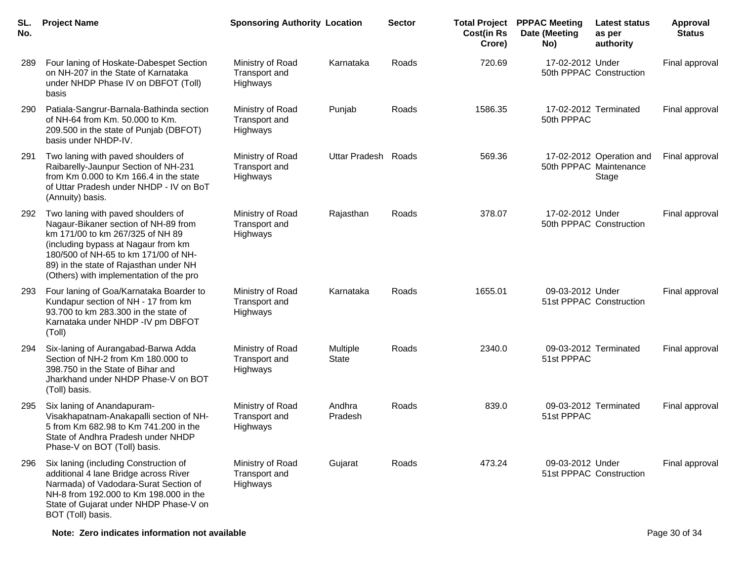| SL. No. | Project Name | Sponsoring Authority | Location | Sector | Total Project Cost(in Rs Crore) | PPPAC Meeting Date (Meeting No) | Latest status as per authority | Approval Status |
|---|---|---|---|---|---|---|---|---|
| 289 | Four laning of Hoskate-Dabespet Section on NH-207 in the State of Karnataka under NHDP Phase IV on DBFOT (Toll) basis | Ministry of Road Transport and Highways | Karnataka | Roads | 720.69 | 17-02-2012 50th PPPAC | Under Construction | Final approval |
| 290 | Patiala-Sangrur-Barnala-Bathinda section of NH-64 from Km. 50.000 to Km. 209.500 in the state of Punjab (DBFOT) basis under NHDP-IV. | Ministry of Road Transport and Highways | Punjab | Roads | 1586.35 | 17-02-2012 50th PPPAC | Terminated | Final approval |
| 291 | Two laning with paved shoulders of Raibarelly-Jaunpur Section of NH-231 from Km 0.000 to Km 166.4 in the state of Uttar Pradesh under NHDP - IV on BoT (Annuity) basis. | Ministry of Road Transport and Highways | Uttar Pradesh | Roads | 569.36 | 17-02-2012 50th PPPAC | Operation and Maintenance Stage | Final approval |
| 292 | Two laning with paved shoulders of Nagaur-Bikaner section of NH-89 from km 171/00 to km 267/325 of NH 89 (including bypass at Nagaur from km 180/500 of NH-65 to km 171/00 of NH-89) in the state of Rajasthan under NH (Others) with implementation of the pro | Ministry of Road Transport and Highways | Rajasthan | Roads | 378.07 | 17-02-2012 50th PPPAC | Under Construction | Final approval |
| 293 | Four laning of Goa/Karnataka Boarder to Kundapur section of NH - 17 from km 93.700 to km 283.300 in the state of Karnataka under NHDP -IV pm DBFOT (Toll) | Ministry of Road Transport and Highways | Karnataka | Roads | 1655.01 | 09-03-2012 51st PPPAC | Under Construction | Final approval |
| 294 | Six-laning of Aurangabad-Barwa Adda Section of NH-2 from Km 180.000 to 398.750 in the State of Bihar and Jharkhand under NHDP Phase-V on BOT (Toll) basis. | Ministry of Road Transport and Highways | Multiple State | Roads | 2340.0 | 09-03-2012 51st PPPAC | Terminated | Final approval |
| 295 | Six laning of Anandapuram-Visakhapatnam-Anakapalli section of NH-5 from Km 682.98 to Km 741.200 in the State of Andhra Pradesh under NHDP Phase-V on BOT (Toll) basis. | Ministry of Road Transport and Highways | Andhra Pradesh | Roads | 839.0 | 09-03-2012 51st PPPAC | Terminated | Final approval |
| 296 | Six laning (including Construction of additional 4 lane Bridge across River Narmada) of Vadodara-Surat Section of NH-8 from 192.000 to Km 198.000 in the State of Gujarat under NHDP Phase-V on BOT (Toll) basis. | Ministry of Road Transport and Highways | Gujarat | Roads | 473.24 | 09-03-2012 51st PPPAC | Under Construction | Final approval |

**Note: Zero indicates information not available**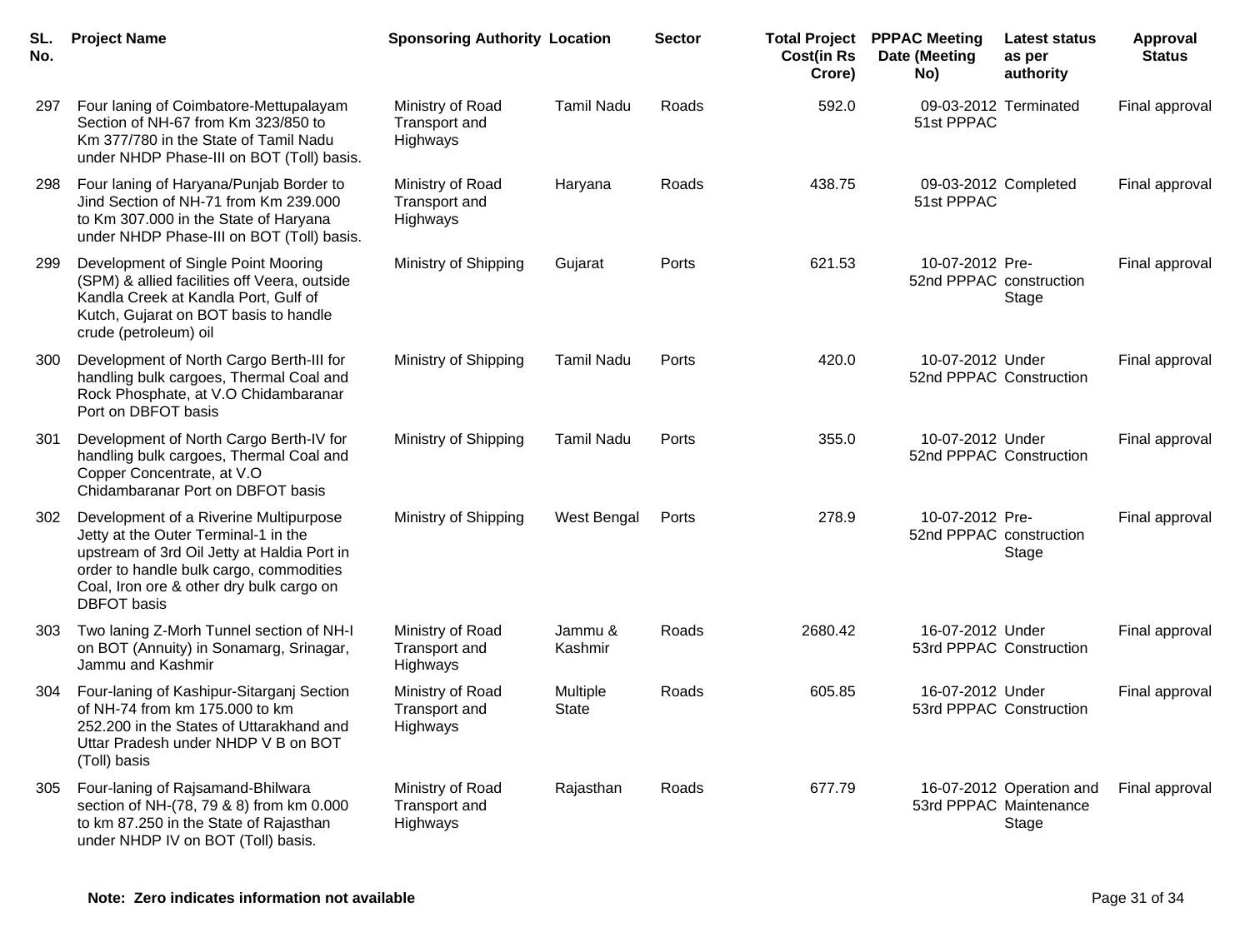| SL. No. | Project Name | Sponsoring Authority | Location | Sector | Total Project Cost(in Rs Crore) | PPPAC Meeting Date (Meeting No) | Latest status as per authority | Approval Status |
|---|---|---|---|---|---|---|---|---|
| 297 | Four laning of Coimbatore-Mettupalayam Section of NH-67 from Km 323/850 to Km 377/780 in the State of Tamil Nadu under NHDP Phase-III on BOT (Toll) basis. | Ministry of Road Transport and Highways | Tamil Nadu | Roads | 592.0 | 09-03-2012 51st PPPAC | Terminated | Final approval |
| 298 | Four laning of Haryana/Punjab Border to Jind Section of NH-71 from Km 239.000 to Km 307.000 in the State of Haryana under NHDP Phase-III on BOT (Toll) basis. | Ministry of Road Transport and Highways | Haryana | Roads | 438.75 | 09-03-2012 51st PPPAC | Completed | Final approval |
| 299 | Development of Single Point Mooring (SPM) & allied facilities off Veera, outside Kandla Creek at Kandla Port, Gulf of Kutch, Gujarat on BOT basis to handle crude (petroleum) oil | Ministry of Shipping | Gujarat | Ports | 621.53 | 10-07-2012 52nd PPPAC | Pre-construction Stage | Final approval |
| 300 | Development of North Cargo Berth-III for handling bulk cargoes, Thermal Coal and Rock Phosphate, at V.O Chidambaranar Port on DBFOT basis | Ministry of Shipping | Tamil Nadu | Ports | 420.0 | 10-07-2012 52nd PPPAC | Under Construction | Final approval |
| 301 | Development of North Cargo Berth-IV for handling bulk cargoes, Thermal Coal and Copper Concentrate, at V.O Chidambaranar Port on DBFOT basis | Ministry of Shipping | Tamil Nadu | Ports | 355.0 | 10-07-2012 52nd PPPAC | Under Construction | Final approval |
| 302 | Development of a Riverine Multipurpose Jetty at the Outer Terminal-1 in the upstream of 3rd Oil Jetty at Haldia Port in order to handle bulk cargo, commodities Coal, Iron ore & other dry bulk cargo on DBFOT basis | Ministry of Shipping | West Bengal | Ports | 278.9 | 10-07-2012 52nd PPPAC | Pre-construction Stage | Final approval |
| 303 | Two laning Z-Morh Tunnel section of NH-I on BOT (Annuity) in Sonamarg, Srinagar, Jammu and Kashmir | Ministry of Road Transport and Highways | Jammu & Kashmir | Roads | 2680.42 | 16-07-2012 53rd PPPAC | Under Construction | Final approval |
| 304 | Four-laning of Kashipur-Sitarganj Section of NH-74 from km 175.000 to km 252.200 in the States of Uttarakhand and Uttar Pradesh under NHDP V B on BOT (Toll) basis | Ministry of Road Transport and Highways | Multiple State | Roads | 605.85 | 16-07-2012 53rd PPPAC | Under Construction | Final approval |
| 305 | Four-laning of Rajsamand-Bhilwara section of NH-(78, 79 & 8) from km 0.000 to km 87.250 in the State of Rajasthan under NHDP IV on BOT (Toll) basis. | Ministry of Road Transport and Highways | Rajasthan | Roads | 677.79 | 16-07-2012 53rd PPPAC | Operation and Maintenance Stage | Final approval |

**Note: Zero indicates information not available**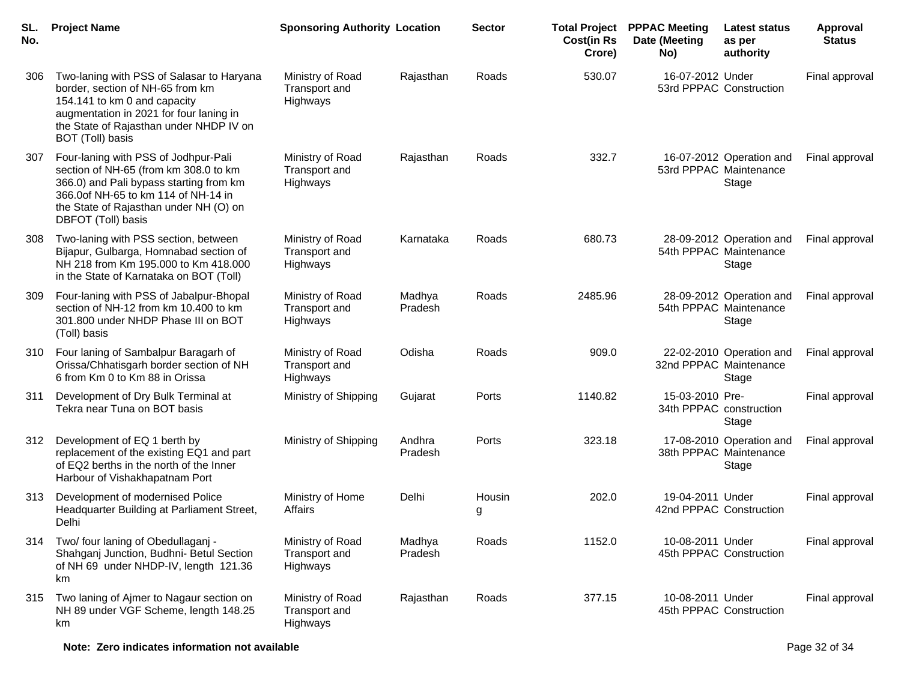| SL. No. | Project Name | Sponsoring Authority | Location | Sector | Total Project Cost(in Rs Crore) | PPPAC Meeting Date (Meeting No) | Latest status as per authority | Approval Status |
|---|---|---|---|---|---|---|---|---|
| 306 | Two-laning with PSS of Salasar to Haryana border, section of NH-65 from km 154.141 to km 0 and capacity augmentation in 2021 for four laning in the State of Rajasthan under NHDP IV on BOT (Toll) basis | Ministry of Road Transport and Highways | Rajasthan | Roads | 530.07 | 16-07-2012 53rd PPPAC | Under Construction | Final approval |
| 307 | Four-laning with PSS of Jodhpur-Pali section of NH-65 (from km 308.0 to km 366.0) and Pali bypass starting from km 366.0of NH-65 to km 114 of NH-14 in the State of Rajasthan under NH (O) on DBFOT (Toll) basis | Ministry of Road Transport and Highways | Rajasthan | Roads | 332.7 | 16-07-2012 53rd PPPAC | Operation and Maintenance Stage | Final approval |
| 308 | Two-laning with PSS section, between Bijapur, Gulbarga, Homnabad section of NH 218 from Km 195.000 to Km 418.000 in the State of Karnataka on BOT (Toll) | Ministry of Road Transport and Highways | Karnataka | Roads | 680.73 | 28-09-2012 54th PPPAC | Operation and Maintenance Stage | Final approval |
| 309 | Four-laning with PSS of Jabalpur-Bhopal section of NH-12 from km 10.400 to km 301.800 under NHDP Phase III on BOT (Toll) basis | Ministry of Road Transport and Highways | Madhya Pradesh | Roads | 2485.96 | 28-09-2012 54th PPPAC | Operation and Maintenance Stage | Final approval |
| 310 | Four laning of Sambalpur Baragarh of Orissa/Chhatisgarh border section of NH 6 from Km 0 to Km 88 in Orissa | Ministry of Road Transport and Highways | Odisha | Roads | 909.0 | 22-02-2010 32nd PPPAC | Operation and Maintenance Stage | Final approval |
| 311 | Development of Dry Bulk Terminal at Tekra near Tuna on BOT basis | Ministry of Shipping | Gujarat | Ports | 1140.82 | 15-03-2010 34th PPPAC | Pre-construction Stage | Final approval |
| 312 | Development of EQ 1 berth by replacement of the existing EQ1 and part of EQ2 berths in the north of the Inner Harbour of Vishakhapatnam Port | Ministry of Shipping | Andhra Pradesh | Ports | 323.18 | 17-08-2010 38th PPPAC | Operation and Maintenance Stage | Final approval |
| 313 | Development of modernised Police Headquarter Building at Parliament Street, Delhi | Ministry of Home Affairs | Delhi | Housing | 202.0 | 19-04-2011 42nd PPPAC | Under Construction | Final approval |
| 314 | Two/ four laning of Obedullaganj - Shahganj Junction, Budhni- Betul Section of NH 69 under NHDP-IV, length 121.36 km | Ministry of Road Transport and Highways | Madhya Pradesh | Roads | 1152.0 | 10-08-2011 45th PPPAC | Under Construction | Final approval |
| 315 | Two laning of Ajmer to Nagaur section on NH 89 under VGF Scheme, length 148.25 km | Ministry of Road Transport and Highways | Rajasthan | Roads | 377.15 | 10-08-2011 45th PPPAC | Under Construction | Final approval |

**Note: Zero indicates information not available**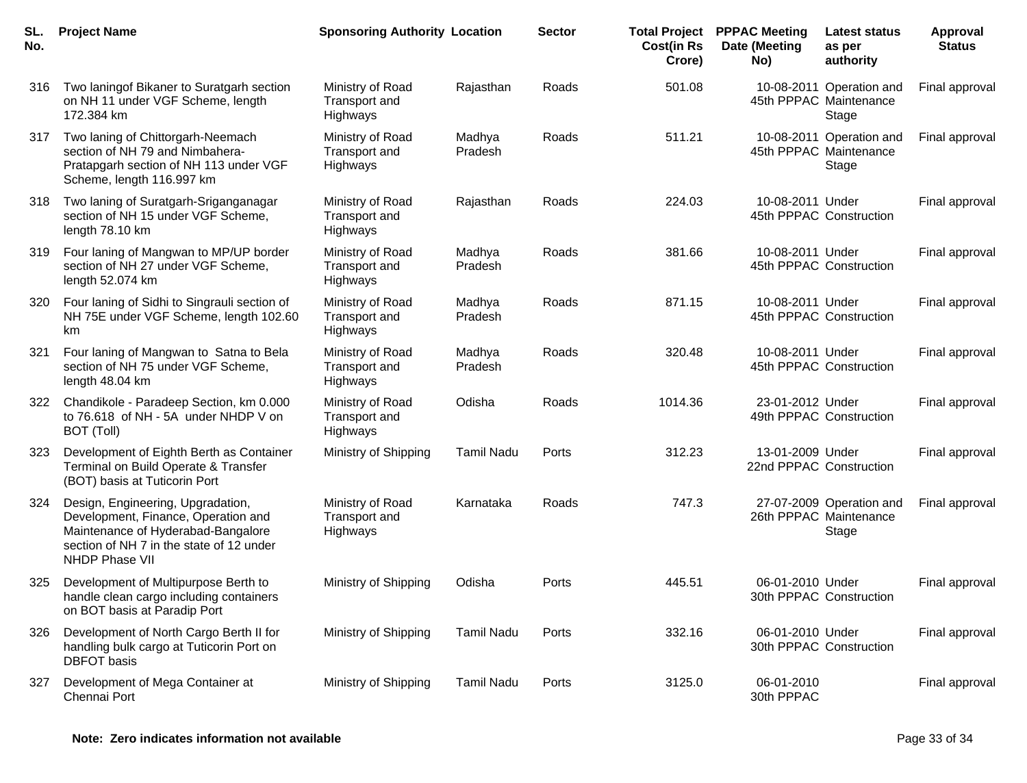| SL. No. | Project Name | Sponsoring Authority | Location | Sector | Total Project Cost(in Rs Crore) | PPPAC Meeting Date (Meeting No) | Latest status as per authority | Approval Status |
|---|---|---|---|---|---|---|---|---|
| 316 | Two laningof Bikaner to Suratgarh section on NH 11 under VGF Scheme, length 172.384 km | Ministry of Road Transport and Highways | Rajasthan | Roads | 501.08 | 10-08-2011 45th PPPAC | Operation and Maintenance Stage | Final approval |
| 317 | Two laning of Chittorgarh-Neemach section of NH 79 and Nimbahera-Pratapgarh section of NH 113 under VGF Scheme, length 116.997 km | Ministry of Road Transport and Highways | Madhya Pradesh | Roads | 511.21 | 10-08-2011 45th PPPAC | Operation and Maintenance Stage | Final approval |
| 318 | Two laning of Suratgarh-Sriganganagar section of NH 15 under VGF Scheme, length 78.10 km | Ministry of Road Transport and Highways | Rajasthan | Roads | 224.03 | 10-08-2011 45th PPPAC | Under Construction | Final approval |
| 319 | Four laning of Mangwan to MP/UP border section of NH 27 under VGF Scheme, length 52.074 km | Ministry of Road Transport and Highways | Madhya Pradesh | Roads | 381.66 | 10-08-2011 45th PPPAC | Under Construction | Final approval |
| 320 | Four laning of Sidhi to Singrauli section of NH 75E under VGF Scheme, length 102.60 km | Ministry of Road Transport and Highways | Madhya Pradesh | Roads | 871.15 | 10-08-2011 45th PPPAC | Under Construction | Final approval |
| 321 | Four laning of Mangwan to Satna to Bela section of NH 75 under VGF Scheme, length 48.04 km | Ministry of Road Transport and Highways | Madhya Pradesh | Roads | 320.48 | 10-08-2011 45th PPPAC | Under Construction | Final approval |
| 322 | Chandikole - Paradeep Section, km 0.000 to 76.618 of NH - 5A under NHDP V on BOT (Toll) | Ministry of Road Transport and Highways | Odisha | Roads | 1014.36 | 23-01-2012 49th PPPAC | Under Construction | Final approval |
| 323 | Development of Eighth Berth as Container Terminal on Build Operate & Transfer (BOT) basis at Tuticorin Port | Ministry of Shipping | Tamil Nadu | Ports | 312.23 | 13-01-2009 22nd PPPAC | Under Construction | Final approval |
| 324 | Design, Engineering, Upgradation, Development, Finance, Operation and Maintenance of Hyderabad-Bangalore section of NH 7 in the state of 12 under NHDP Phase VII | Ministry of Road Transport and Highways | Karnataka | Roads | 747.3 | 27-07-2009 26th PPPAC | Operation and Maintenance Stage | Final approval |
| 325 | Development of Multipurpose Berth to handle clean cargo including containers on BOT basis at Paradip Port | Ministry of Shipping | Odisha | Ports | 445.51 | 06-01-2010 30th PPPAC | Under Construction | Final approval |
| 326 | Development of North Cargo Berth II for handling bulk cargo at Tuticorin Port on DBFOT basis | Ministry of Shipping | Tamil Nadu | Ports | 332.16 | 06-01-2010 30th PPPAC | Under Construction | Final approval |
| 327 | Development of Mega Container at Chennai Port | Ministry of Shipping | Tamil Nadu | Ports | 3125.0 | 06-01-2010 30th PPPAC | | Final approval |

**Note: Zero indicates information not available**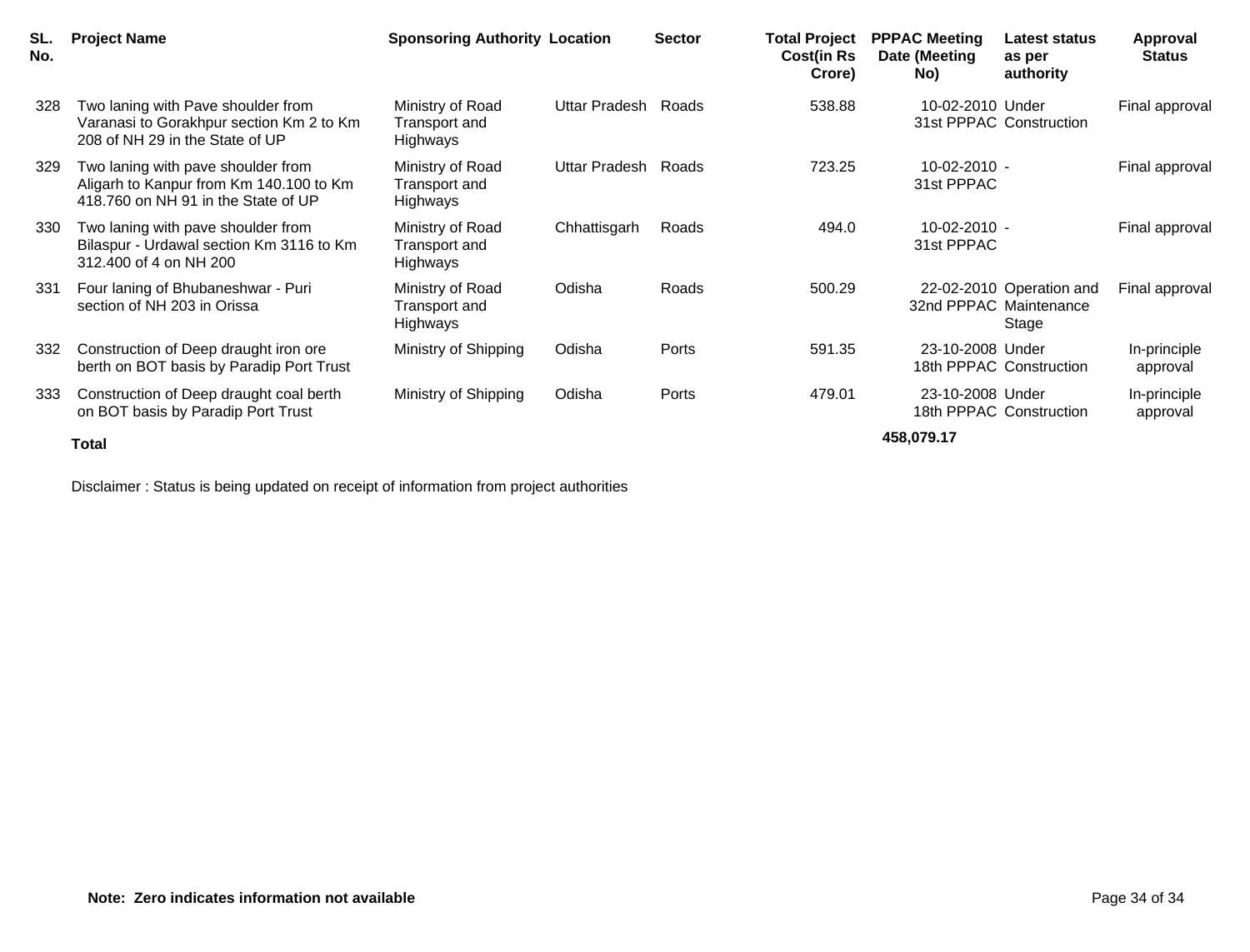| SL. No. | Project Name | Sponsoring Authority | Location | Sector | Total Project Cost(in Rs Crore) | PPPAC Meeting Date (Meeting No) | Latest status as per authority | Approval Status |
|---|---|---|---|---|---|---|---|---|
| 328 | Two laning with Pave shoulder from Varanasi to Gorakhpur section Km 2 to Km 208 of NH 29 in the State of UP | Ministry of Road Transport and Highways | Uttar Pradesh | Roads | 538.88 | 10-02-2010 31st PPPAC | Under Construction | Final approval |
| 329 | Two laning with pave shoulder from Aligarh to Kanpur from Km 140.100 to Km 418.760 on NH 91 in the State of UP | Ministry of Road Transport and Highways | Uttar Pradesh | Roads | 723.25 | 10-02-2010 31st PPPAC | - | Final approval |
| 330 | Two laning with pave shoulder from Bilaspur - Urdawal section Km 3116 to Km 312.400 of 4 on NH 200 | Ministry of Road Transport and Highways | Chhattisgarh | Roads | 494.0 | 10-02-2010 31st PPPAC | - | Final approval |
| 331 | Four laning of Bhubaneshwar - Puri section of NH 203 in Orissa | Ministry of Road Transport and Highways | Odisha | Roads | 500.29 | 22-02-2010 32nd PPPAC | Operation and Maintenance Stage | Final approval |
| 332 | Construction of Deep draught iron ore berth on BOT basis by Paradip Port Trust | Ministry of Shipping | Odisha | Ports | 591.35 | 23-10-2008 18th PPPAC | Under Construction | In-principle approval |
| 333 | Construction of Deep draught coal berth on BOT basis by Paradip Port Trust | Ministry of Shipping | Odisha | Ports | 479.01 | 23-10-2008 18th PPPAC | Under Construction | In-principle approval |
| | **Total** | | | | | **458,079.17** | | |

Disclaimer : Status is being updated on receipt of information from project authorities

**Note: Zero indicates information not available**